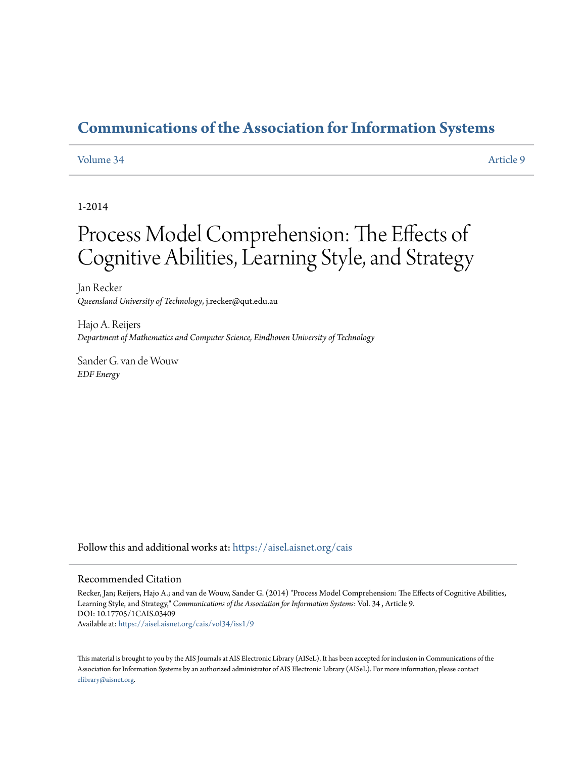# Communications of the Association for Information Systems

Volume 34 | Article 9

1-2014

# Process Model Comprehension: The Effects of Cognitive Abilities, Learning Style, and Strategy

Jan Recker
*Queensland University of Technology*, j.recker@qut.edu.au

Hajo A. Reijers
*Department of Mathematics and Computer Science, Eindhoven University of Technology*

Sander G. van de Wouw
*EDF Energy*

Follow this and additional works at: https://aisel.aisnet.org/cais

## Recommended Citation

Recker, Jan; Reijers, Hajo A.; and van de Wouw, Sander G. (2014) "Process Model Comprehension: The Effects of Cognitive Abilities, Learning Style, and Strategy," *Communications of the Association for Information Systems*: Vol. 34 , Article 9.
DOI: 10.17705/1CAIS.03409
Available at: https://aisel.aisnet.org/cais/vol34/iss1/9

This material is brought to you by the AIS Journals at AIS Electronic Library (AISeL). It has been accepted for inclusion in Communications of the Association for Information Systems by an authorized administrator of AIS Electronic Library (AISeL). For more information, please contact elibrary@aisnet.org.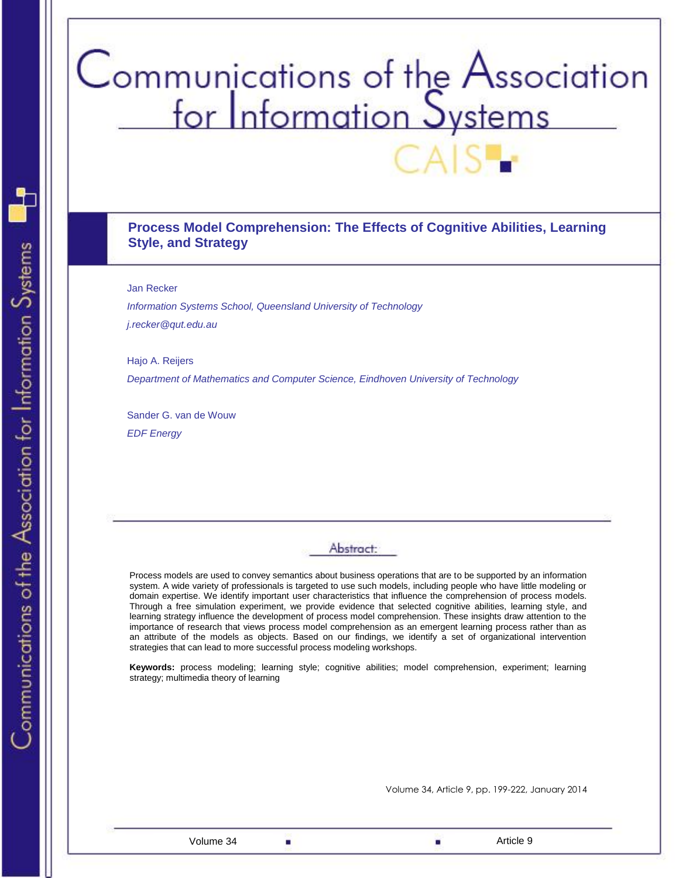# Process Model Comprehension: The Effects of Cognitive Abilities, Learning Style, and Strategy

Jan Recker

*Information Systems School, Queensland University of Technology*

*j.recker@qut.edu.au*

Hajo A. Reijers

*Department of Mathematics and Computer Science, Eindhoven University of Technology*

Sander G. van de Wouw

*EDF Energy*

## Abstract:

Process models are used to convey semantics about business operations that are to be supported by an information system. A wide variety of professionals is targeted to use such models, including people who have little modeling or domain expertise. We identify important user characteristics that influence the comprehension of process models. Through a free simulation experiment, we provide evidence that selected cognitive abilities, learning style, and learning strategy influence the development of process model comprehension. These insights draw attention to the importance of research that views process model comprehension as an emergent learning process rather than as an attribute of the models as objects. Based on our findings, we identify a set of organizational intervention strategies that can lead to more successful process modeling workshops.

**Keywords:** process modeling; learning style; cognitive abilities; model comprehension, experiment; learning strategy; multimedia theory of learning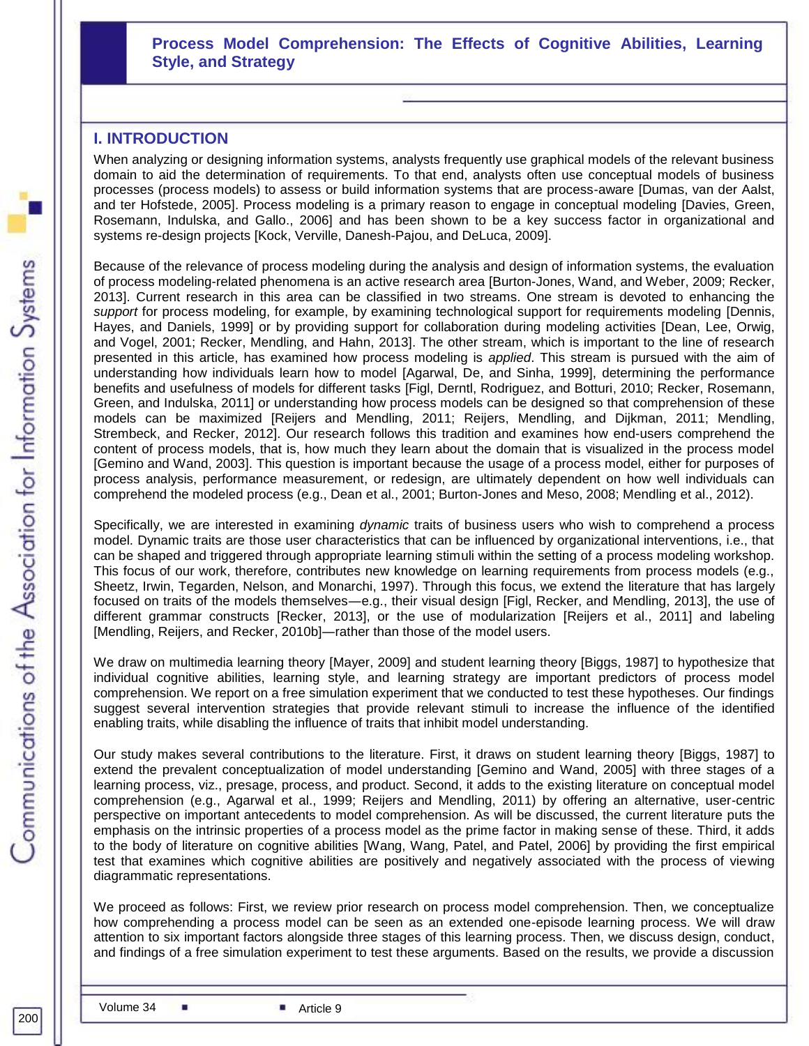## I. INTRODUCTION

When analyzing or designing information systems, analysts frequently use graphical models of the relevant business domain to aid the determination of requirements. To that end, analysts often use conceptual models of business processes (process models) to assess or build information systems that are process-aware [Dumas, van der Aalst, and ter Hofstede, 2005]. Process modeling is a primary reason to engage in conceptual modeling [Davies, Green, Rosemann, Indulska, and Gallo., 2006] and has been shown to be a key success factor in organizational and systems re-design projects [Kock, Verville, Danesh-Pajou, and DeLuca, 2009].

Because of the relevance of process modeling during the analysis and design of information systems, the evaluation of process modeling-related phenomena is an active research area [Burton-Jones, Wand, and Weber, 2009; Recker, 2013]. Current research in this area can be classified in two streams. One stream is devoted to enhancing the *support* for process modeling, for example, by examining technological support for requirements modeling [Dennis, Hayes, and Daniels, 1999] or by providing support for collaboration during modeling activities [Dean, Lee, Orwig, and Vogel, 2001; Recker, Mendling, and Hahn, 2013]. The other stream, which is important to the line of research presented in this article, has examined how process modeling is *applied*. This stream is pursued with the aim of understanding how individuals learn how to model [Agarwal, De, and Sinha, 1999], determining the performance benefits and usefulness of models for different tasks [Figl, Derntl, Rodriguez, and Botturi, 2010; Recker, Rosemann, Green, and Indulska, 2011] or understanding how process models can be designed so that comprehension of these models can be maximized [Reijers and Mendling, 2011; Reijers, Mendling, and Dijkman, 2011; Mendling, Strembeck, and Recker, 2012]. Our research follows this tradition and examines how end-users comprehend the content of process models, that is, how much they learn about the domain that is visualized in the process model [Gemino and Wand, 2003]. This question is important because the usage of a process model, either for purposes of process analysis, performance measurement, or redesign, are ultimately dependent on how well individuals can comprehend the modeled process (e.g., Dean et al., 2001; Burton-Jones and Meso, 2008; Mendling et al., 2012).

Specifically, we are interested in examining *dynamic* traits of business users who wish to comprehend a process model. Dynamic traits are those user characteristics that can be influenced by organizational interventions, i.e., that can be shaped and triggered through appropriate learning stimuli within the setting of a process modeling workshop. This focus of our work, therefore, contributes new knowledge on learning requirements from process models (e.g., Sheetz, Irwin, Tegarden, Nelson, and Monarchi, 1997). Through this focus, we extend the literature that has largely focused on traits of the models themselves—e.g., their visual design [Figl, Recker, and Mendling, 2013], the use of different grammar constructs [Recker, 2013], or the use of modularization [Reijers et al., 2011] and labeling [Mendling, Reijers, and Recker, 2010b]—rather than those of the model users.

We draw on multimedia learning theory [Mayer, 2009] and student learning theory [Biggs, 1987] to hypothesize that individual cognitive abilities, learning style, and learning strategy are important predictors of process model comprehension. We report on a free simulation experiment that we conducted to test these hypotheses. Our findings suggest several intervention strategies that provide relevant stimuli to increase the influence of the identified enabling traits, while disabling the influence of traits that inhibit model understanding.

Our study makes several contributions to the literature. First, it draws on student learning theory [Biggs, 1987] to extend the prevalent conceptualization of model understanding [Gemino and Wand, 2005] with three stages of a learning process, viz., presage, process, and product. Second, it adds to the existing literature on conceptual model comprehension (e.g., Agarwal et al., 1999; Reijers and Mendling, 2011) by offering an alternative, user-centric perspective on important antecedents to model comprehension. As will be discussed, the current literature puts the emphasis on the intrinsic properties of a process model as the prime factor in making sense of these. Third, it adds to the body of literature on cognitive abilities [Wang, Wang, Patel, and Patel, 2006] by providing the first empirical test that examines which cognitive abilities are positively and negatively associated with the process of viewing diagrammatic representations.

We proceed as follows: First, we review prior research on process model comprehension. Then, we conceptualize how comprehending a process model can be seen as an extended one-episode learning process. We will draw attention to six important factors alongside three stages of this learning process. Then, we discuss design, conduct, and findings of a free simulation experiment to test these arguments. Based on the results, we provide a discussion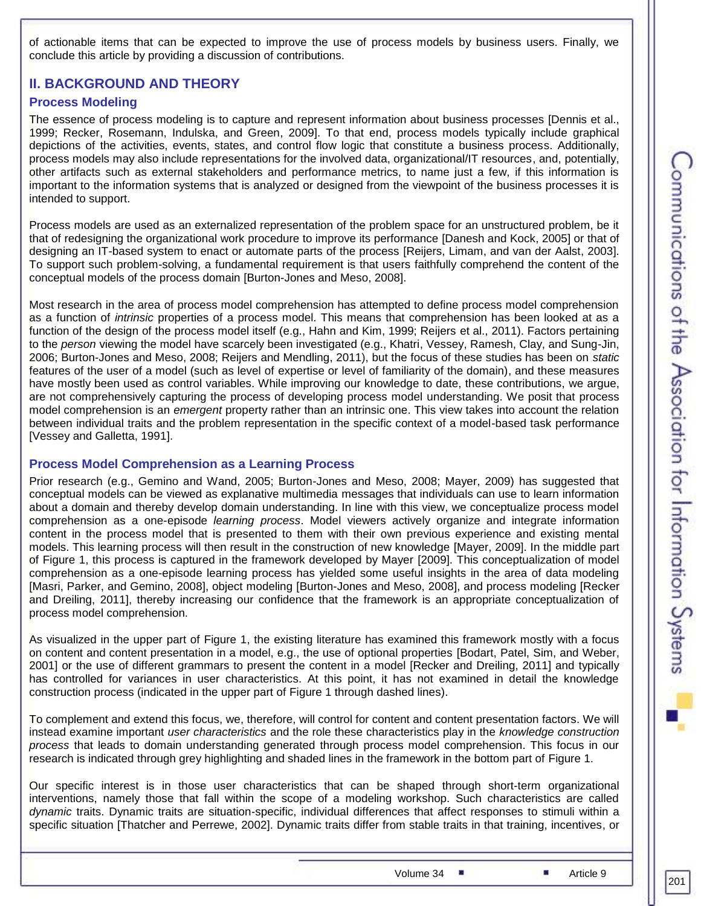of actionable items that can be expected to improve the use of process models by business users. Finally, we conclude this article by providing a discussion of contributions.

## II. BACKGROUND AND THEORY

### Process Modeling

The essence of process modeling is to capture and represent information about business processes [Dennis et al., 1999; Recker, Rosemann, Indulska, and Green, 2009]. To that end, process models typically include graphical depictions of the activities, events, states, and control flow logic that constitute a business process. Additionally, process models may also include representations for the involved data, organizational/IT resources, and, potentially, other artifacts such as external stakeholders and performance metrics, to name just a few, if this information is important to the information systems that is analyzed or designed from the viewpoint of the business processes it is intended to support.

Process models are used as an externalized representation of the problem space for an unstructured problem, be it that of redesigning the organizational work procedure to improve its performance [Danesh and Kock, 2005] or that of designing an IT-based system to enact or automate parts of the process [Reijers, Limam, and van der Aalst, 2003]. To support such problem-solving, a fundamental requirement is that users faithfully comprehend the content of the conceptual models of the process domain [Burton-Jones and Meso, 2008].

Most research in the area of process model comprehension has attempted to define process model comprehension as a function of *intrinsic* properties of a process model. This means that comprehension has been looked at as a function of the design of the process model itself (e.g., Hahn and Kim, 1999; Reijers et al., 2011). Factors pertaining to the *person* viewing the model have scarcely been investigated (e.g., Khatri, Vessey, Ramesh, Clay, and Sung-Jin, 2006; Burton-Jones and Meso, 2008; Reijers and Mendling, 2011), but the focus of these studies has been on *static* features of the user of a model (such as level of expertise or level of familiarity of the domain), and these measures have mostly been used as control variables. While improving our knowledge to date, these contributions, we argue, are not comprehensively capturing the process of developing process model understanding. We posit that process model comprehension is an *emergent* property rather than an intrinsic one. This view takes into account the relation between individual traits and the problem representation in the specific context of a model-based task performance [Vessey and Galletta, 1991].

### Process Model Comprehension as a Learning Process

Prior research (e.g., Gemino and Wand, 2005; Burton-Jones and Meso, 2008; Mayer, 2009) has suggested that conceptual models can be viewed as explanative multimedia messages that individuals can use to learn information about a domain and thereby develop domain understanding. In line with this view, we conceptualize process model comprehension as a one-episode *learning process*. Model viewers actively organize and integrate information content in the process model that is presented to them with their own previous experience and existing mental models. This learning process will then result in the construction of new knowledge [Mayer, 2009]. In the middle part of Figure 1, this process is captured in the framework developed by Mayer [2009]. This conceptualization of model comprehension as a one-episode learning process has yielded some useful insights in the area of data modeling [Masri, Parker, and Gemino, 2008], object modeling [Burton-Jones and Meso, 2008], and process modeling [Recker and Dreiling, 2011], thereby increasing our confidence that the framework is an appropriate conceptualization of process model comprehension.

As visualized in the upper part of Figure 1, the existing literature has examined this framework mostly with a focus on content and content presentation in a model, e.g., the use of optional properties [Bodart, Patel, Sim, and Weber, 2001] or the use of different grammars to present the content in a model [Recker and Dreiling, 2011] and typically has controlled for variances in user characteristics. At this point, it has not examined in detail the knowledge construction process (indicated in the upper part of Figure 1 through dashed lines).

To complement and extend this focus, we, therefore, will control for content and content presentation factors. We will instead examine important *user characteristics* and the role these characteristics play in the *knowledge construction process* that leads to domain understanding generated through process model comprehension. This focus in our research is indicated through grey highlighting and shaded lines in the framework in the bottom part of Figure 1.

Our specific interest is in those user characteristics that can be shaped through short-term organizational interventions, namely those that fall within the scope of a modeling workshop. Such characteristics are called *dynamic* traits. Dynamic traits are situation-specific, individual differences that affect responses to stimuli within a specific situation [Thatcher and Perrewe, 2002]. Dynamic traits differ from stable traits in that training, incentives, or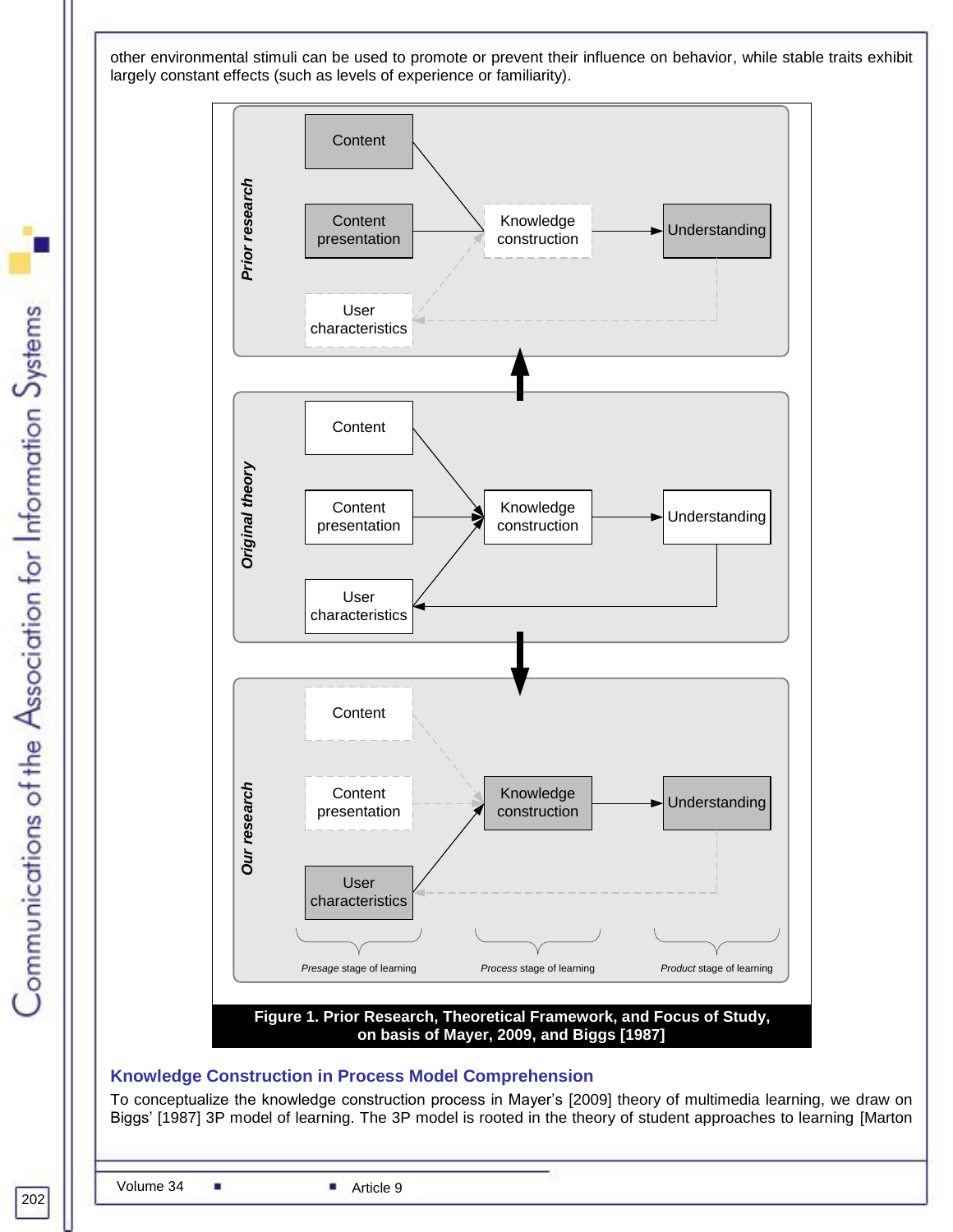other environmental stimuli can be used to promote or prevent their influence on behavior, while stable traits exhibit largely constant effects (such as levels of experience or familiarity).

**Figure 1. Prior Research, Theoretical Framework, and Focus of Study, on basis of Mayer, 2009, and Biggs [1987]**

## Knowledge Construction in Process Model Comprehension

To conceptualize the knowledge construction process in Mayer's [2009] theory of multimedia learning, we draw on Biggs' [1987] 3P model of learning. The 3P model is rooted in the theory of student approaches to learning [Marton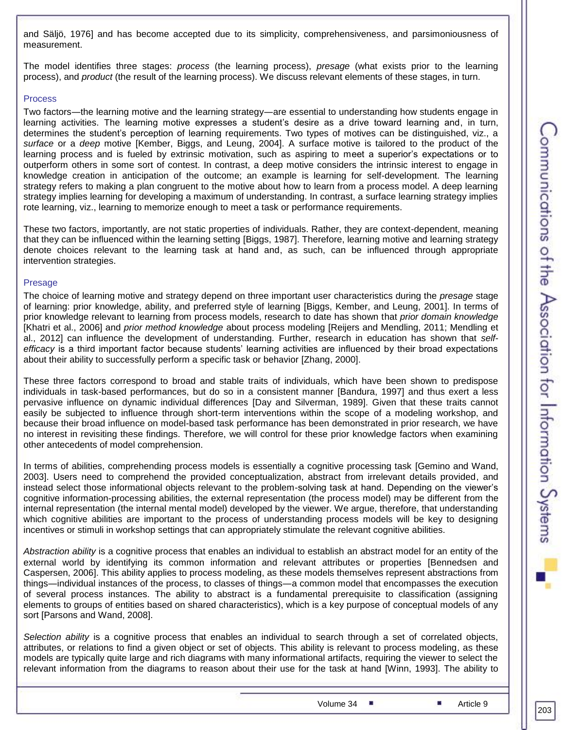and Säljö, 1976] and has become accepted due to its simplicity, comprehensiveness, and parsimoniousness of measurement.

The model identifies three stages: *process* (the learning process), *presage* (what exists prior to the learning process), and *product* (the result of the learning process). We discuss relevant elements of these stages, in turn.

### Process

Two factors—the learning motive and the learning strategy—are essential to understanding how students engage in learning activities. The learning motive expresses a student's desire as a drive toward learning and, in turn, determines the student's perception of learning requirements. Two types of motives can be distinguished, viz., a *surface* or a *deep* motive [Kember, Biggs, and Leung, 2004]. A surface motive is tailored to the product of the learning process and is fueled by extrinsic motivation, such as aspiring to meet a superior's expectations or to outperform others in some sort of contest. In contrast, a deep motive considers the intrinsic interest to engage in knowledge creation in anticipation of the outcome; an example is learning for self-development. The learning strategy refers to making a plan congruent to the motive about how to learn from a process model. A deep learning strategy implies learning for developing a maximum of understanding. In contrast, a surface learning strategy implies rote learning, viz., learning to memorize enough to meet a task or performance requirements.

These two factors, importantly, are not static properties of individuals. Rather, they are context-dependent, meaning that they can be influenced within the learning setting [Biggs, 1987]. Therefore, learning motive and learning strategy denote choices relevant to the learning task at hand and, as such, can be influenced through appropriate intervention strategies.

### Presage

The choice of learning motive and strategy depend on three important user characteristics during the *presage* stage of learning: prior knowledge, ability, and preferred style of learning [Biggs, Kember, and Leung, 2001]. In terms of prior knowledge relevant to learning from process models, research to date has shown that *prior domain knowledge* [Khatri et al., 2006] and *prior method knowledge* about process modeling [Reijers and Mendling, 2011; Mendling et al., 2012] can influence the development of understanding. Further, research in education has shown that *self-efficacy* is a third important factor because students' learning activities are influenced by their broad expectations about their ability to successfully perform a specific task or behavior [Zhang, 2000].

These three factors correspond to broad and stable traits of individuals, which have been shown to predispose individuals in task-based performances, but do so in a consistent manner [Bandura, 1997] and thus exert a less pervasive influence on dynamic individual differences [Day and Silverman, 1989]. Given that these traits cannot easily be subjected to influence through short-term interventions within the scope of a modeling workshop, and because their broad influence on model-based task performance has been demonstrated in prior research, we have no interest in revisiting these findings. Therefore, we will control for these prior knowledge factors when examining other antecedents of model comprehension.

In terms of abilities, comprehending process models is essentially a cognitive processing task [Gemino and Wand, 2003]. Users need to comprehend the provided conceptualization, abstract from irrelevant details provided, and instead select those informational objects relevant to the problem-solving task at hand. Depending on the viewer's cognitive information-processing abilities, the external representation (the process model) may be different from the internal representation (the internal mental model) developed by the viewer. We argue, therefore, that understanding which cognitive abilities are important to the process of understanding process models will be key to designing incentives or stimuli in workshop settings that can appropriately stimulate the relevant cognitive abilities.

*Abstraction ability* is a cognitive process that enables an individual to establish an abstract model for an entity of the external world by identifying its common information and relevant attributes or properties [Bennedsen and Caspersen, 2006]. This ability applies to process modeling, as these models themselves represent abstractions from things—individual instances of the process, to classes of things—a common model that encompasses the execution of several process instances. The ability to abstract is a fundamental prerequisite to classification (assigning elements to groups of entities based on shared characteristics), which is a key purpose of conceptual models of any sort [Parsons and Wand, 2008].

*Selection ability* is a cognitive process that enables an individual to search through a set of correlated objects, attributes, or relations to find a given object or set of objects. This ability is relevant to process modeling, as these models are typically quite large and rich diagrams with many informational artifacts, requiring the viewer to select the relevant information from the diagrams to reason about their use for the task at hand [Winn, 1993]. The ability to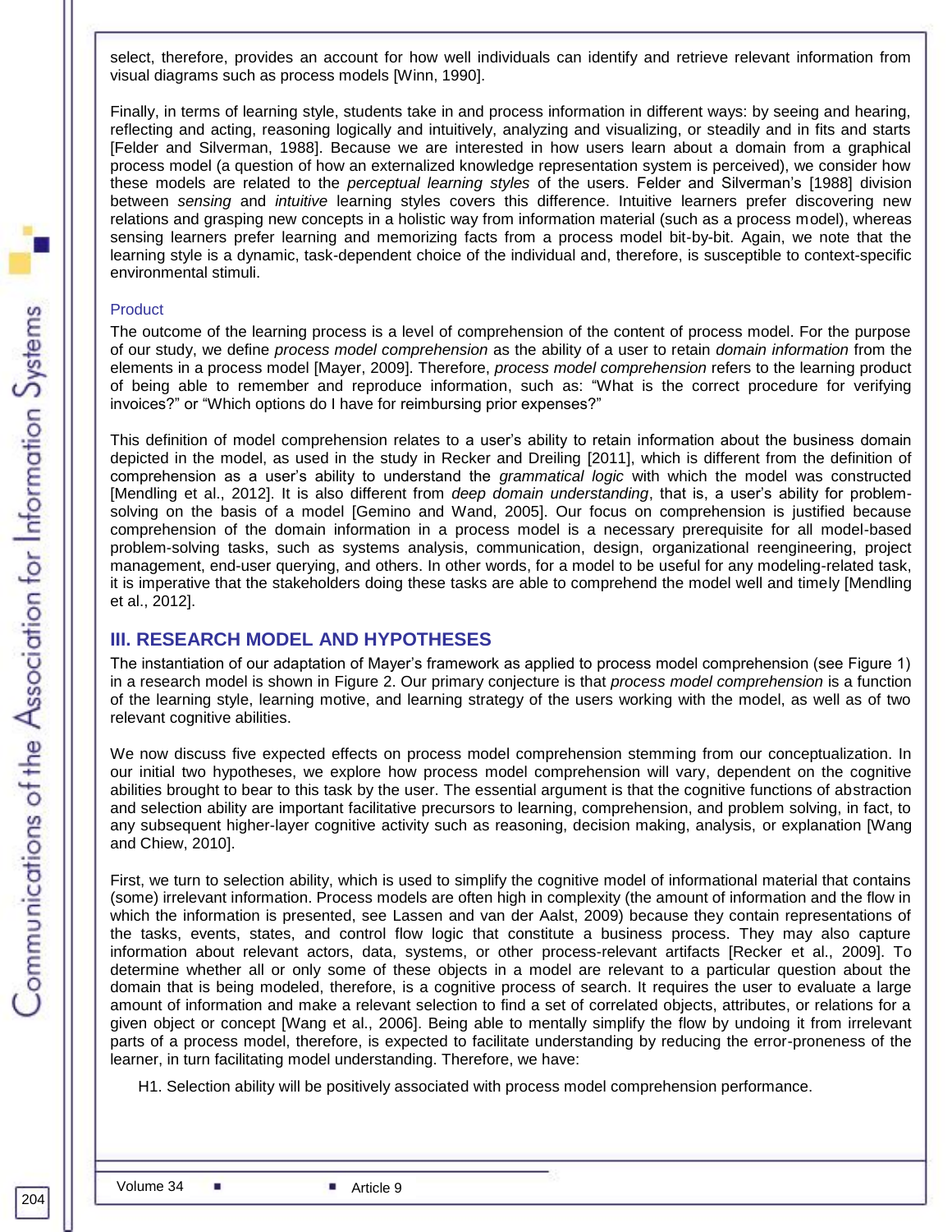select, therefore, provides an account for how well individuals can identify and retrieve relevant information from visual diagrams such as process models [Winn, 1990].

Finally, in terms of learning style, students take in and process information in different ways: by seeing and hearing, reflecting and acting, reasoning logically and intuitively, analyzing and visualizing, or steadily and in fits and starts [Felder and Silverman, 1988]. Because we are interested in how users learn about a domain from a graphical process model (a question of how an externalized knowledge representation system is perceived), we consider how these models are related to the *perceptual learning styles* of the users. Felder and Silverman's [1988] division between *sensing* and *intuitive* learning styles covers this difference. Intuitive learners prefer discovering new relations and grasping new concepts in a holistic way from information material (such as a process model), whereas sensing learners prefer learning and memorizing facts from a process model bit-by-bit. Again, we note that the learning style is a dynamic, task-dependent choice of the individual and, therefore, is susceptible to context-specific environmental stimuli.

### Product

The outcome of the learning process is a level of comprehension of the content of process model. For the purpose of our study, we define *process model comprehension* as the ability of a user to retain *domain information* from the elements in a process model [Mayer, 2009]. Therefore, *process model comprehension* refers to the learning product of being able to remember and reproduce information, such as: "What is the correct procedure for verifying invoices?" or "Which options do I have for reimbursing prior expenses?"

This definition of model comprehension relates to a user's ability to retain information about the business domain depicted in the model, as used in the study in Recker and Dreiling [2011], which is different from the definition of comprehension as a user's ability to understand the *grammatical logic* with which the model was constructed [Mendling et al., 2012]. It is also different from *deep domain understanding*, that is, a user's ability for problem-solving on the basis of a model [Gemino and Wand, 2005]. Our focus on comprehension is justified because comprehension of the domain information in a process model is a necessary prerequisite for all model-based problem-solving tasks, such as systems analysis, communication, design, organizational reengineering, project management, end-user querying, and others. In other words, for a model to be useful for any modeling-related task, it is imperative that the stakeholders doing these tasks are able to comprehend the model well and timely [Mendling et al., 2012].

## III. RESEARCH MODEL AND HYPOTHESES

The instantiation of our adaptation of Mayer's framework as applied to process model comprehension (see Figure 1) in a research model is shown in Figure 2. Our primary conjecture is that *process model comprehension* is a function of the learning style, learning motive, and learning strategy of the users working with the model, as well as of two relevant cognitive abilities.

We now discuss five expected effects on process model comprehension stemming from our conceptualization. In our initial two hypotheses, we explore how process model comprehension will vary, dependent on the cognitive abilities brought to bear to this task by the user. The essential argument is that the cognitive functions of abstraction and selection ability are important facilitative precursors to learning, comprehension, and problem solving, in fact, to any subsequent higher-layer cognitive activity such as reasoning, decision making, analysis, or explanation [Wang and Chiew, 2010].

First, we turn to selection ability, which is used to simplify the cognitive model of informational material that contains (some) irrelevant information. Process models are often high in complexity (the amount of information and the flow in which the information is presented, see Lassen and van der Aalst, 2009) because they contain representations of the tasks, events, states, and control flow logic that constitute a business process. They may also capture information about relevant actors, data, systems, or other process-relevant artifacts [Recker et al., 2009]. To determine whether all or only some of these objects in a model are relevant to a particular question about the domain that is being modeled, therefore, is a cognitive process of search. It requires the user to evaluate a large amount of information and make a relevant selection to find a set of correlated objects, attributes, or relations for a given object or concept [Wang et al., 2006]. Being able to mentally simplify the flow by undoing it from irrelevant parts of a process model, therefore, is expected to facilitate understanding by reducing the error-proneness of the learner, in turn facilitating model understanding. Therefore, we have:

H1. Selection ability will be positively associated with process model comprehension performance.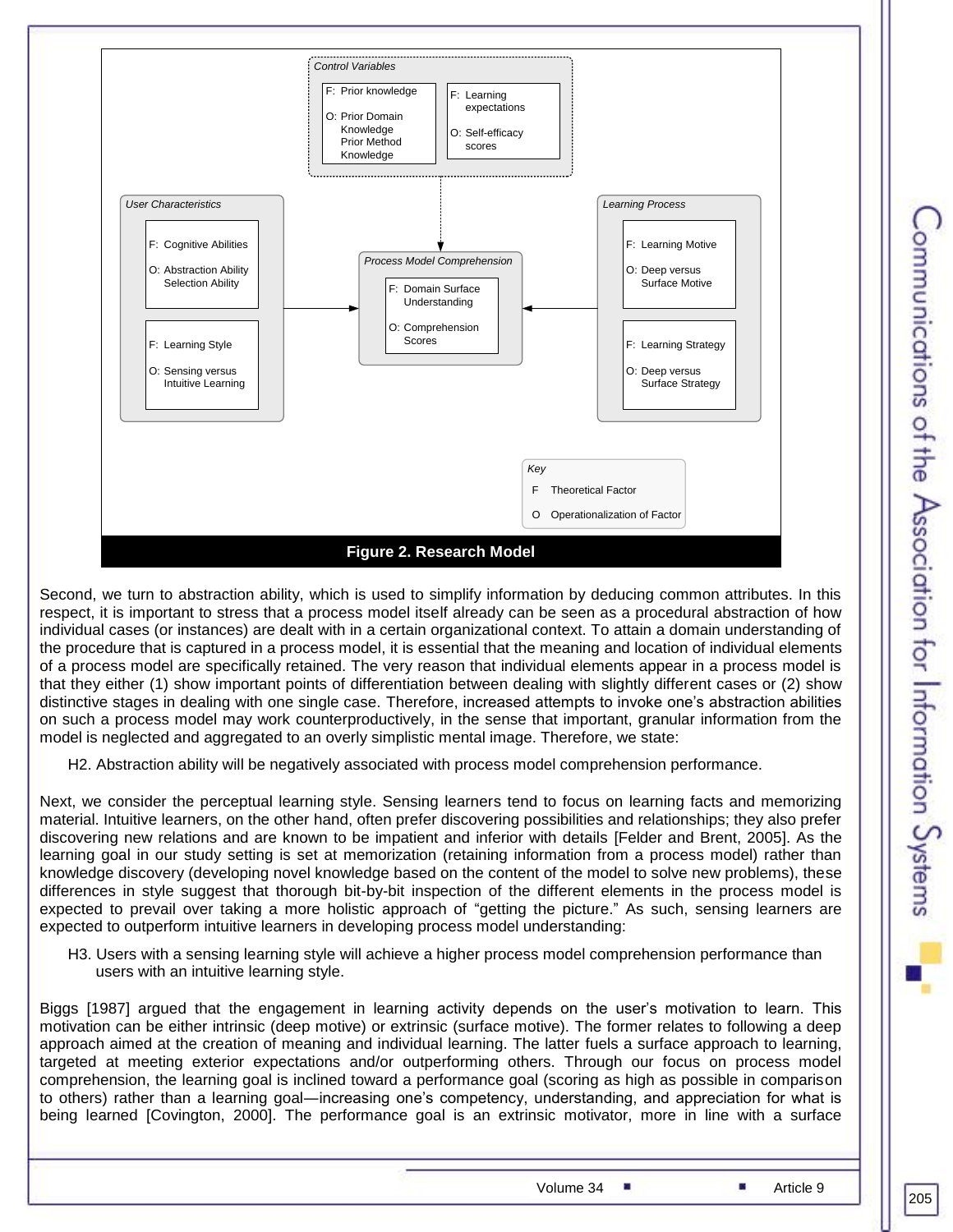**Control Variables**

- F: Prior knowledge
  - O: Prior Domain Knowledge, Prior Method Knowledge
- F: Learning expectations
  - O: Self-efficacy scores

**User Characteristics**

- F: Cognitive Abilities
  - O: Abstraction Ability, Selection Ability
- F: Learning Style
  - O: Sensing versus Intuitive Learning

**Process Model Comprehension**

- F: Domain Surface Understanding
  - O: Comprehension Scores

**Learning Process**

- F: Learning Motive
  - O: Deep versus Surface Motive
- F: Learning Strategy
  - O: Deep versus Surface Strategy

**Key**

- F: Theoretical Factor
- O: Operationalization of Factor

**Figure 2. Research Model**

Second, we turn to abstraction ability, which is used to simplify information by deducing common attributes. In this respect, it is important to stress that a process model itself already can be seen as a procedural abstraction of how individual cases (or instances) are dealt with in a certain organizational context. To attain a domain understanding of the procedure that is captured in a process model, it is essential that the meaning and location of individual elements of a process model are specifically retained. The very reason that individual elements appear in a process model is that they either (1) show important points of differentiation between dealing with slightly different cases or (2) show distinctive stages in dealing with one single case. Therefore, increased attempts to invoke one's abstraction abilities on such a process model may work counterproductively, in the sense that important, granular information from the model is neglected and aggregated to an overly simplistic mental image. Therefore, we state:

H2. Abstraction ability will be negatively associated with process model comprehension performance.

Next, we consider the perceptual learning style. Sensing learners tend to focus on learning facts and memorizing material. Intuitive learners, on the other hand, often prefer discovering possibilities and relationships; they also prefer discovering new relations and are known to be impatient and inferior with details [Felder and Brent, 2005]. As the learning goal in our study setting is set at memorization (retaining information from a process model) rather than knowledge discovery (developing novel knowledge based on the content of the model to solve new problems), these differences in style suggest that thorough bit-by-bit inspection of the different elements in the process model is expected to prevail over taking a more holistic approach of "getting the picture." As such, sensing learners are expected to outperform intuitive learners in developing process model understanding:

H3. Users with a sensing learning style will achieve a higher process model comprehension performance than users with an intuitive learning style.

Biggs [1987] argued that the engagement in learning activity depends on the user's motivation to learn. This motivation can be either intrinsic (deep motive) or extrinsic (surface motive). The former relates to following a deep approach aimed at the creation of meaning and individual learning. The latter fuels a surface approach to learning, targeted at meeting exterior expectations and/or outperforming others. Through our focus on process model comprehension, the learning goal is inclined toward a performance goal (scoring as high as possible in comparison to others) rather than a learning goal—increasing one's competency, understanding, and appreciation for what is being learned [Covington, 2000]. The performance goal is an extrinsic motivator, more in line with a surface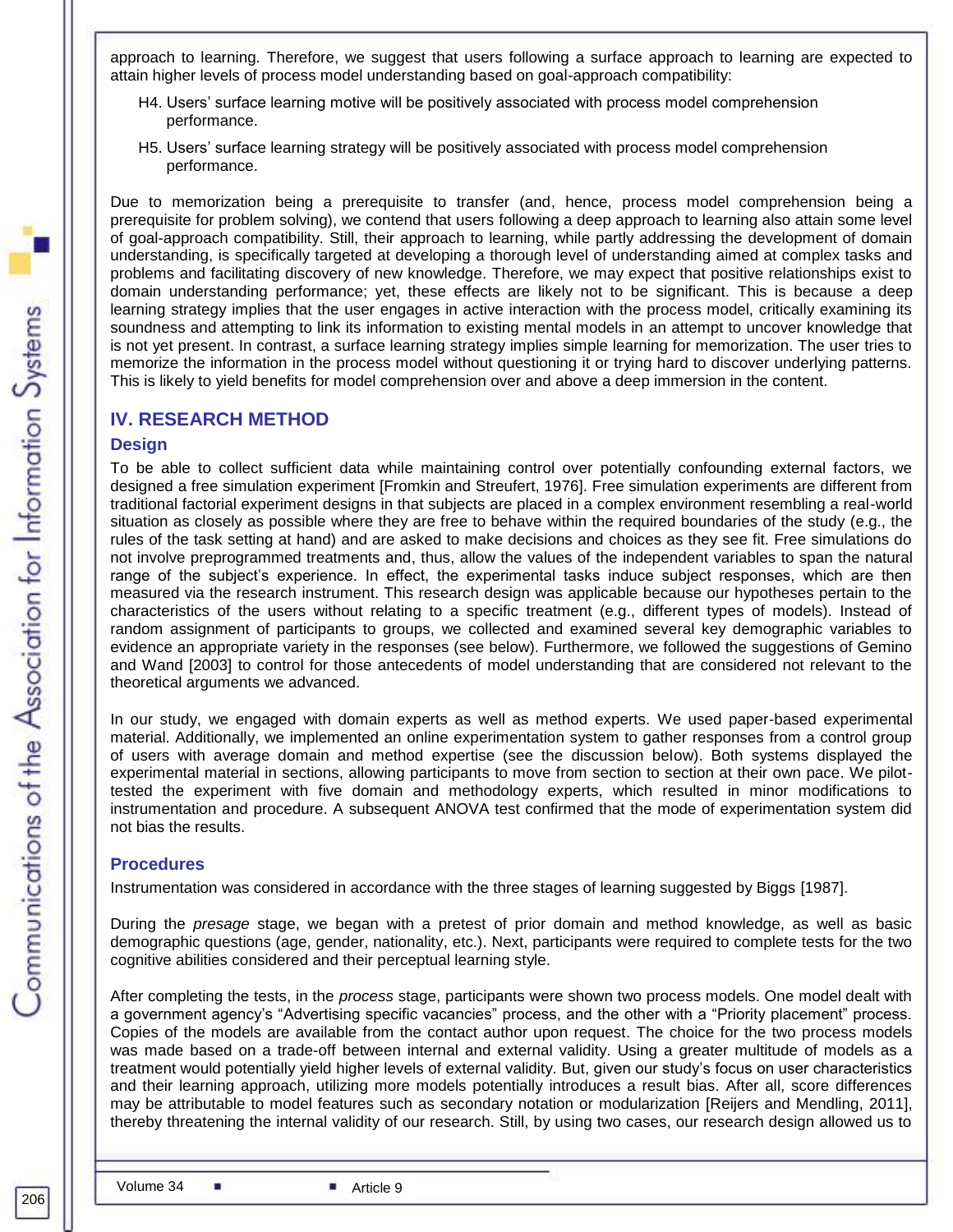approach to learning. Therefore, we suggest that users following a surface approach to learning are expected to attain higher levels of process model understanding based on goal-approach compatibility:

H4. Users' surface learning motive will be positively associated with process model comprehension performance.

H5. Users' surface learning strategy will be positively associated with process model comprehension performance.

Due to memorization being a prerequisite to transfer (and, hence, process model comprehension being a prerequisite for problem solving), we contend that users following a deep approach to learning also attain some level of goal-approach compatibility. Still, their approach to learning, while partly addressing the development of domain understanding, is specifically targeted at developing a thorough level of understanding aimed at complex tasks and problems and facilitating discovery of new knowledge. Therefore, we may expect that positive relationships exist to domain understanding performance; yet, these effects are likely not to be significant. This is because a deep learning strategy implies that the user engages in active interaction with the process model, critically examining its soundness and attempting to link its information to existing mental models in an attempt to uncover knowledge that is not yet present. In contrast, a surface learning strategy implies simple learning for memorization. The user tries to memorize the information in the process model without questioning it or trying hard to discover underlying patterns. This is likely to yield benefits for model comprehension over and above a deep immersion in the content.

## IV. RESEARCH METHOD

### Design

To be able to collect sufficient data while maintaining control over potentially confounding external factors, we designed a free simulation experiment [Fromkin and Streufert, 1976]. Free simulation experiments are different from traditional factorial experiment designs in that subjects are placed in a complex environment resembling a real-world situation as closely as possible where they are free to behave within the required boundaries of the study (e.g., the rules of the task setting at hand) and are asked to make decisions and choices as they see fit. Free simulations do not involve preprogrammed treatments and, thus, allow the values of the independent variables to span the natural range of the subject's experience. In effect, the experimental tasks induce subject responses, which are then measured via the research instrument. This research design was applicable because our hypotheses pertain to the characteristics of the users without relating to a specific treatment (e.g., different types of models). Instead of random assignment of participants to groups, we collected and examined several key demographic variables to evidence an appropriate variety in the responses (see below). Furthermore, we followed the suggestions of Gemino and Wand [2003] to control for those antecedents of model understanding that are considered not relevant to the theoretical arguments we advanced.

In our study, we engaged with domain experts as well as method experts. We used paper-based experimental material. Additionally, we implemented an online experimentation system to gather responses from a control group of users with average domain and method expertise (see the discussion below). Both systems displayed the experimental material in sections, allowing participants to move from section to section at their own pace. We pilot-tested the experiment with five domain and methodology experts, which resulted in minor modifications to instrumentation and procedure. A subsequent ANOVA test confirmed that the mode of experimentation system did not bias the results.

### Procedures

Instrumentation was considered in accordance with the three stages of learning suggested by Biggs [1987].

During the *presage* stage, we began with a pretest of prior domain and method knowledge, as well as basic demographic questions (age, gender, nationality, etc.). Next, participants were required to complete tests for the two cognitive abilities considered and their perceptual learning style.

After completing the tests, in the *process* stage, participants were shown two process models. One model dealt with a government agency's "Advertising specific vacancies" process, and the other with a "Priority placement" process. Copies of the models are available from the contact author upon request. The choice for the two process models was made based on a trade-off between internal and external validity. Using a greater multitude of models as a treatment would potentially yield higher levels of external validity. But, given our study's focus on user characteristics and their learning approach, utilizing more models potentially introduces a result bias. After all, score differences may be attributable to model features such as secondary notation or modularization [Reijers and Mendling, 2011], thereby threatening the internal validity of our research. Still, by using two cases, our research design allowed us to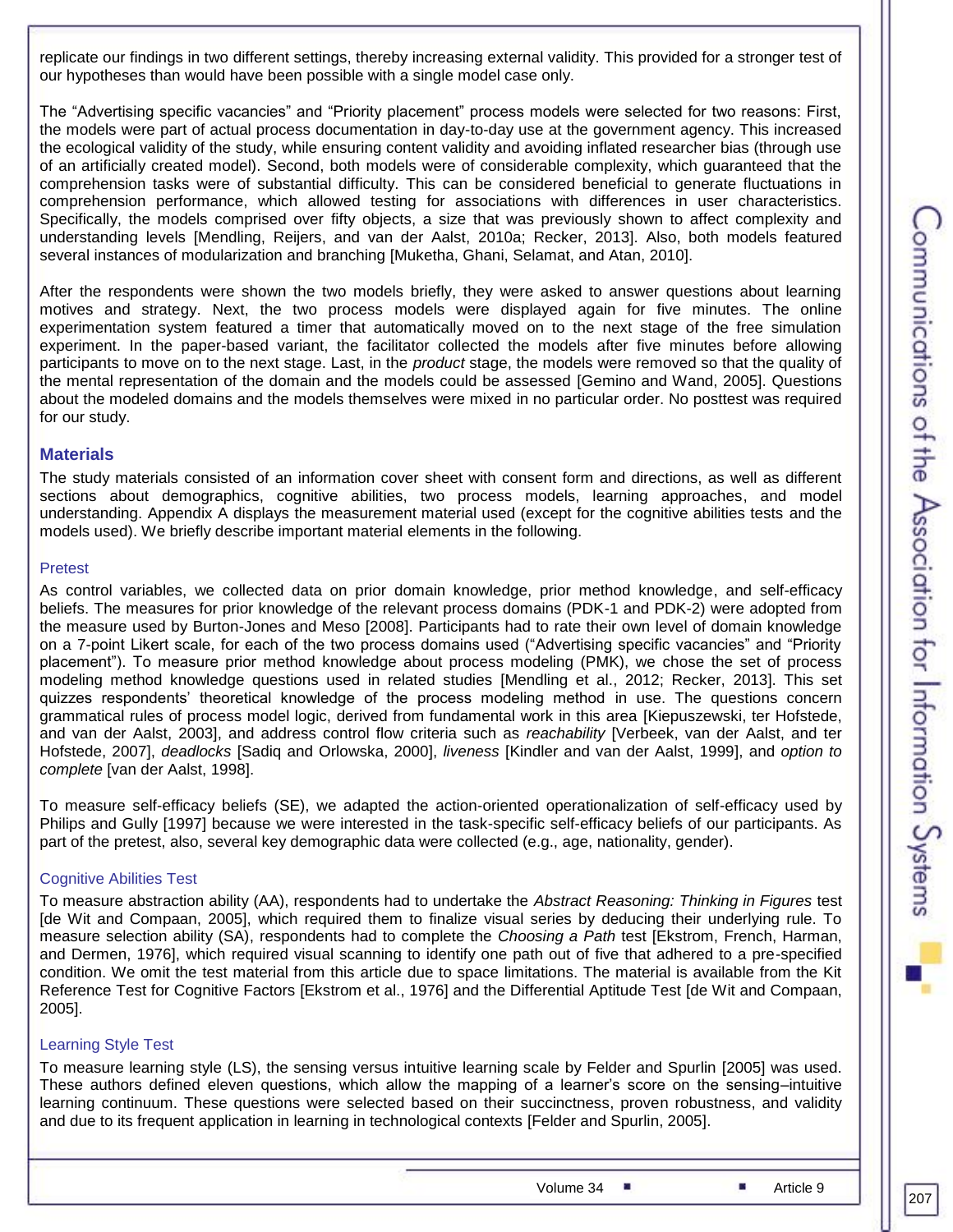replicate our findings in two different settings, thereby increasing external validity. This provided for a stronger test of our hypotheses than would have been possible with a single model case only.

The "Advertising specific vacancies" and "Priority placement" process models were selected for two reasons: First, the models were part of actual process documentation in day-to-day use at the government agency. This increased the ecological validity of the study, while ensuring content validity and avoiding inflated researcher bias (through use of an artificially created model). Second, both models were of considerable complexity, which guaranteed that the comprehension tasks were of substantial difficulty. This can be considered beneficial to generate fluctuations in comprehension performance, which allowed testing for associations with differences in user characteristics. Specifically, the models comprised over fifty objects, a size that was previously shown to affect complexity and understanding levels [Mendling, Reijers, and van der Aalst, 2010a; Recker, 2013]. Also, both models featured several instances of modularization and branching [Muketha, Ghani, Selamat, and Atan, 2010].

After the respondents were shown the two models briefly, they were asked to answer questions about learning motives and strategy. Next, the two process models were displayed again for five minutes. The online experimentation system featured a timer that automatically moved on to the next stage of the free simulation experiment. In the paper-based variant, the facilitator collected the models after five minutes before allowing participants to move on to the next stage. Last, in the *product* stage, the models were removed so that the quality of the mental representation of the domain and the models could be assessed [Gemino and Wand, 2005]. Questions about the modeled domains and the models themselves were mixed in no particular order. No posttest was required for our study.

## Materials

The study materials consisted of an information cover sheet with consent form and directions, as well as different sections about demographics, cognitive abilities, two process models, learning approaches, and model understanding. Appendix A displays the measurement material used (except for the cognitive abilities tests and the models used). We briefly describe important material elements in the following.

### Pretest

As control variables, we collected data on prior domain knowledge, prior method knowledge, and self-efficacy beliefs. The measures for prior knowledge of the relevant process domains (PDK-1 and PDK-2) were adopted from the measure used by Burton-Jones and Meso [2008]. Participants had to rate their own level of domain knowledge on a 7-point Likert scale, for each of the two process domains used ("Advertising specific vacancies" and "Priority placement"). To measure prior method knowledge about process modeling (PMK), we chose the set of process modeling method knowledge questions used in related studies [Mendling et al., 2012; Recker, 2013]. This set quizzes respondents' theoretical knowledge of the process modeling method in use. The questions concern grammatical rules of process model logic, derived from fundamental work in this area [Kiepuszewski, ter Hofstede, and van der Aalst, 2003], and address control flow criteria such as *reachability* [Verbeek, van der Aalst, and ter Hofstede, 2007], *deadlocks* [Sadiq and Orlowska, 2000], *liveness* [Kindler and van der Aalst, 1999], and *option to complete* [van der Aalst, 1998].

To measure self-efficacy beliefs (SE), we adapted the action-oriented operationalization of self-efficacy used by Philips and Gully [1997] because we were interested in the task-specific self-efficacy beliefs of our participants. As part of the pretest, also, several key demographic data were collected (e.g., age, nationality, gender).

### Cognitive Abilities Test

To measure abstraction ability (AA), respondents had to undertake the *Abstract Reasoning: Thinking in Figures* test [de Wit and Compaan, 2005], which required them to finalize visual series by deducing their underlying rule. To measure selection ability (SA), respondents had to complete the *Choosing a Path* test [Ekstrom, French, Harman, and Dermen, 1976], which required visual scanning to identify one path out of five that adhered to a pre-specified condition. We omit the test material from this article due to space limitations. The material is available from the Kit Reference Test for Cognitive Factors [Ekstrom et al., 1976] and the Differential Aptitude Test [de Wit and Compaan, 2005].

### Learning Style Test

To measure learning style (LS), the sensing versus intuitive learning scale by Felder and Spurlin [2005] was used. These authors defined eleven questions, which allow the mapping of a learner's score on the sensing–intuitive learning continuum. These questions were selected based on their succinctness, proven robustness, and validity and due to its frequent application in learning in technological contexts [Felder and Spurlin, 2005].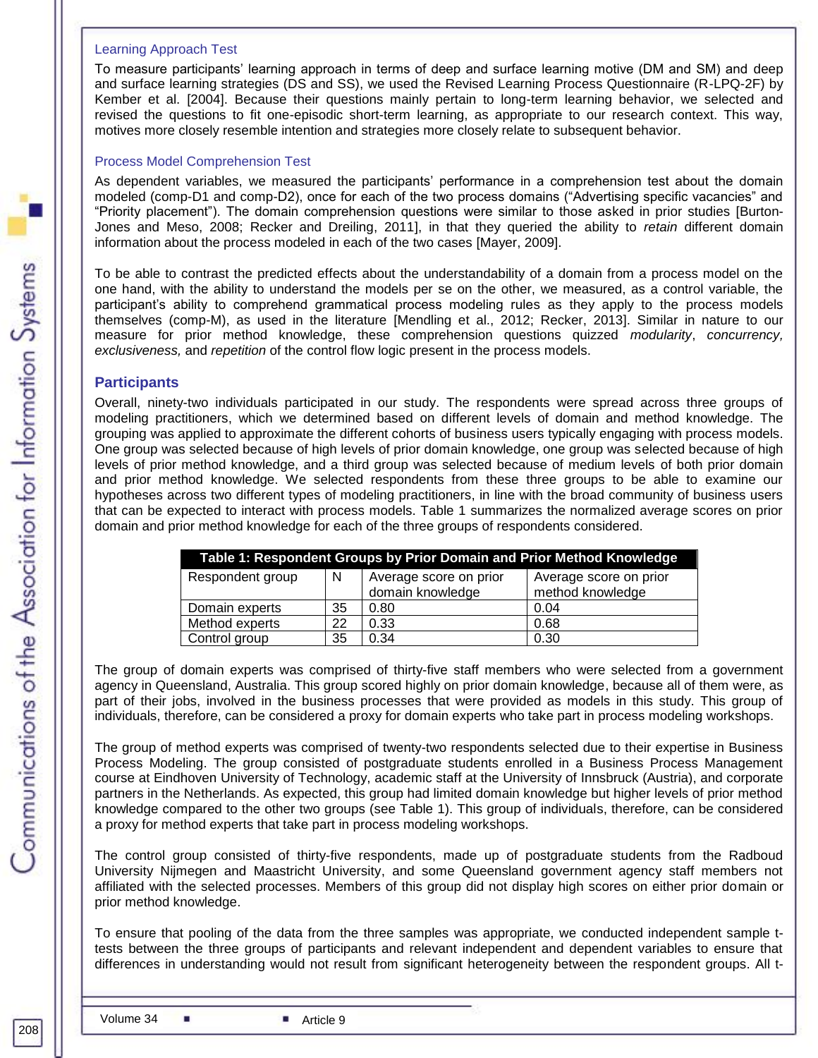### Learning Approach Test

To measure participants' learning approach in terms of deep and surface learning motive (DM and SM) and deep and surface learning strategies (DS and SS), we used the Revised Learning Process Questionnaire (R-LPQ-2F) by Kember et al. [2004]. Because their questions mainly pertain to long-term learning behavior, we selected and revised the questions to fit one-episodic short-term learning, as appropriate to our research context. This way, motives more closely resemble intention and strategies more closely relate to subsequent behavior.

### Process Model Comprehension Test

As dependent variables, we measured the participants' performance in a comprehension test about the domain modeled (comp-D1 and comp-D2), once for each of the two process domains ("Advertising specific vacancies" and "Priority placement"). The domain comprehension questions were similar to those asked in prior studies [Burton-Jones and Meso, 2008; Recker and Dreiling, 2011], in that they queried the ability to *retain* different domain information about the process modeled in each of the two cases [Mayer, 2009].

To be able to contrast the predicted effects about the understandability of a domain from a process model on the one hand, with the ability to understand the models per se on the other, we measured, as a control variable, the participant's ability to comprehend grammatical process modeling rules as they apply to the process models themselves (comp-M), as used in the literature [Mendling et al., 2012; Recker, 2013]. Similar in nature to our measure for prior method knowledge, these comprehension questions quizzed *modularity*, *concurrency, exclusiveness,* and *repetition* of the control flow logic present in the process models.

## Participants

Overall, ninety-two individuals participated in our study. The respondents were spread across three groups of modeling practitioners, which we determined based on different levels of domain and method knowledge. The grouping was applied to approximate the different cohorts of business users typically engaging with process models. One group was selected because of high levels of prior domain knowledge, one group was selected because of high levels of prior method knowledge, and a third group was selected because of medium levels of both prior domain and prior method knowledge. We selected respondents from these three groups to be able to examine our hypotheses across two different types of modeling practitioners, in line with the broad community of business users that can be expected to interact with process models. Table 1 summarizes the normalized average scores on prior domain and prior method knowledge for each of the three groups of respondents considered.

**Table 1: Respondent Groups by Prior Domain and Prior Method Knowledge**

| Respondent group | N | Average score on prior domain knowledge | Average score on prior method knowledge |
|---|---|---|---|
| Domain experts | 35 | 0.80 | 0.04 |
| Method experts | 22 | 0.33 | 0.68 |
| Control group | 35 | 0.34 | 0.30 |

The group of domain experts was comprised of thirty-five staff members who were selected from a government agency in Queensland, Australia. This group scored highly on prior domain knowledge, because all of them were, as part of their jobs, involved in the business processes that were provided as models in this study. This group of individuals, therefore, can be considered a proxy for domain experts who take part in process modeling workshops.

The group of method experts was comprised of twenty-two respondents selected due to their expertise in Business Process Modeling. The group consisted of postgraduate students enrolled in a Business Process Management course at Eindhoven University of Technology, academic staff at the University of Innsbruck (Austria), and corporate partners in the Netherlands. As expected, this group had limited domain knowledge but higher levels of prior method knowledge compared to the other two groups (see Table 1). This group of individuals, therefore, can be considered a proxy for method experts that take part in process modeling workshops.

The control group consisted of thirty-five respondents, made up of postgraduate students from the Radboud University Nijmegen and Maastricht University, and some Queensland government agency staff members not affiliated with the selected processes. Members of this group did not display high scores on either prior domain or prior method knowledge.

To ensure that pooling of the data from the three samples was appropriate, we conducted independent sample t-tests between the three groups of participants and relevant independent and dependent variables to ensure that differences in understanding would not result from significant heterogeneity between the respondent groups. All t-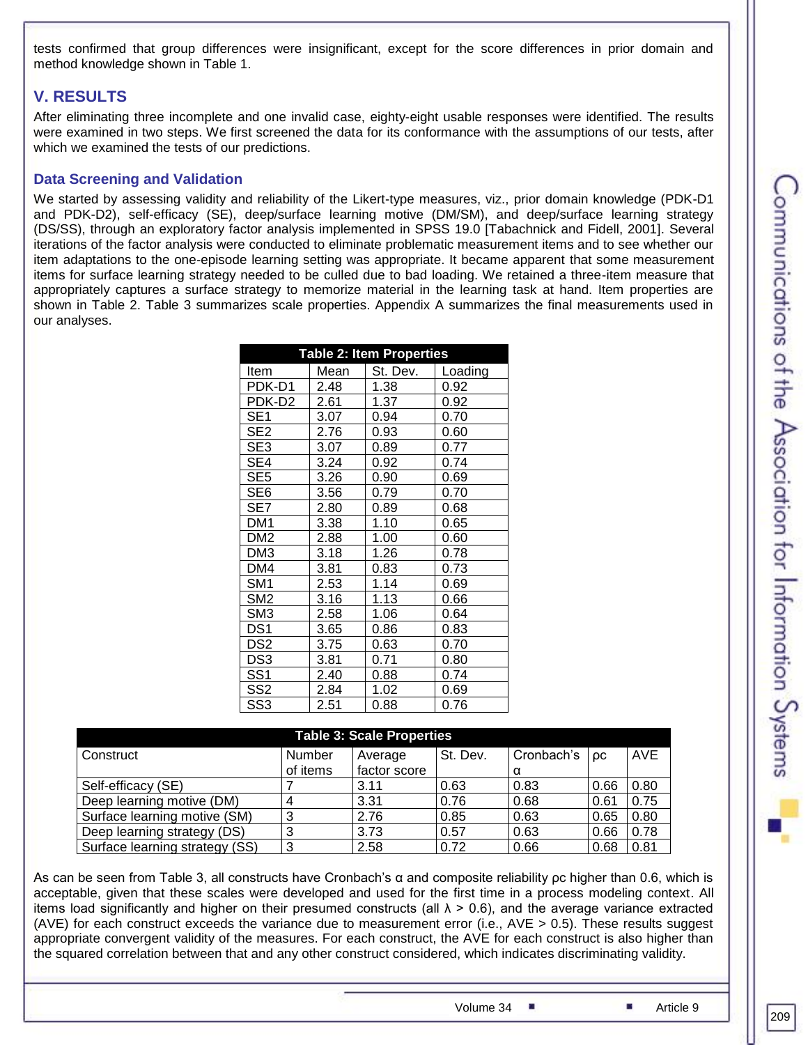tests confirmed that group differences were insignificant, except for the score differences in prior domain and method knowledge shown in Table 1.

## V. RESULTS

After eliminating three incomplete and one invalid case, eighty-eight usable responses were identified. The results were examined in two steps. We first screened the data for its conformance with the assumptions of our tests, after which we examined the tests of our predictions.

### Data Screening and Validation

We started by assessing validity and reliability of the Likert-type measures, viz., prior domain knowledge (PDK-D1 and PDK-D2), self-efficacy (SE), deep/surface learning motive (DM/SM), and deep/surface learning strategy (DS/SS), through an exploratory factor analysis implemented in SPSS 19.0 [Tabachnick and Fidell, 2001]. Several iterations of the factor analysis were conducted to eliminate problematic measurement items and to see whether our item adaptations to the one-episode learning setting was appropriate. It became apparent that some measurement items for surface learning strategy needed to be culled due to bad loading. We retained a three-item measure that appropriately captures a surface strategy to memorize material in the learning task at hand. Item properties are shown in Table 2. Table 3 summarizes scale properties. Appendix A summarizes the final measurements used in our analyses.

**Table 2: Item Properties**

| Item | Mean | St. Dev. | Loading |
|---|---|---|---|
| PDK-D1 | 2.48 | 1.38 | 0.92 |
| PDK-D2 | 2.61 | 1.37 | 0.92 |
| SE1 | 3.07 | 0.94 | 0.70 |
| SE2 | 2.76 | 0.93 | 0.60 |
| SE3 | 3.07 | 0.89 | 0.77 |
| SE4 | 3.24 | 0.92 | 0.74 |
| SE5 | 3.26 | 0.90 | 0.69 |
| SE6 | 3.56 | 0.79 | 0.70 |
| SE7 | 2.80 | 0.89 | 0.68 |
| DM1 | 3.38 | 1.10 | 0.65 |
| DM2 | 2.88 | 1.00 | 0.60 |
| DM3 | 3.18 | 1.26 | 0.78 |
| DM4 | 3.81 | 0.83 | 0.73 |
| SM1 | 2.53 | 1.14 | 0.69 |
| SM2 | 3.16 | 1.13 | 0.66 |
| SM3 | 2.58 | 1.06 | 0.64 |
| DS1 | 3.65 | 0.86 | 0.83 |
| DS2 | 3.75 | 0.63 | 0.70 |
| DS3 | 3.81 | 0.71 | 0.80 |
| SS1 | 2.40 | 0.88 | 0.74 |
| SS2 | 2.84 | 1.02 | 0.69 |
| SS3 | 2.51 | 0.88 | 0.76 |

**Table 3: Scale Properties**

| Construct | Number of items | Average factor score | St. Dev. | Cronbach's α | ρc | AVE |
|---|---|---|---|---|---|---|
| Self-efficacy (SE) | 7 | 3.11 | 0.63 | 0.83 | 0.66 | 0.80 |
| Deep learning motive (DM) | 4 | 3.31 | 0.76 | 0.68 | 0.61 | 0.75 |
| Surface learning motive (SM) | 3 | 2.76 | 0.85 | 0.63 | 0.65 | 0.80 |
| Deep learning strategy (DS) | 3 | 3.73 | 0.57 | 0.63 | 0.66 | 0.78 |
| Surface learning strategy (SS) | 3 | 2.58 | 0.72 | 0.66 | 0.68 | 0.81 |

As can be seen from Table 3, all constructs have Cronbach's α and composite reliability ρc higher than 0.6, which is acceptable, given that these scales were developed and used for the first time in a process modeling context. All items load significantly and higher on their presumed constructs (all $\lambda > 0.6$), and the average variance extracted (AVE) for each construct exceeds the variance due to measurement error (i.e., AVE > 0.5). These results suggest appropriate convergent validity of the measures. For each construct, the AVE for each construct is also higher than the squared correlation between that and any other construct considered, which indicates discriminating validity.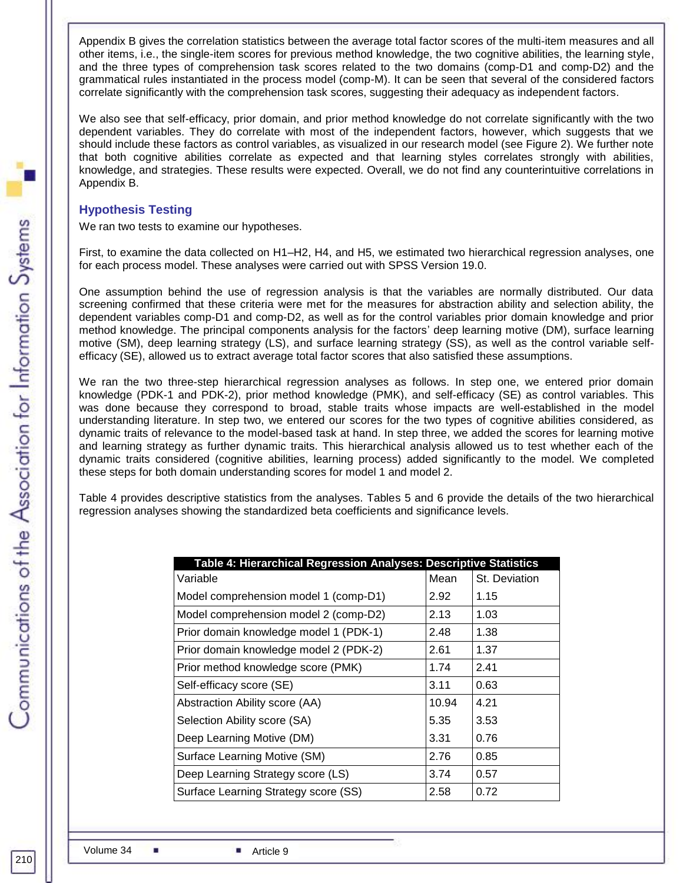Appendix B gives the correlation statistics between the average total factor scores of the multi-item measures and all other items, i.e., the single-item scores for previous method knowledge, the two cognitive abilities, the learning style, and the three types of comprehension task scores related to the two domains (comp-D1 and comp-D2) and the grammatical rules instantiated in the process model (comp-M). It can be seen that several of the considered factors correlate significantly with the comprehension task scores, suggesting their adequacy as independent factors.

We also see that self-efficacy, prior domain, and prior method knowledge do not correlate significantly with the two dependent variables. They do correlate with most of the independent factors, however, which suggests that we should include these factors as control variables, as visualized in our research model (see Figure 2). We further note that both cognitive abilities correlate as expected and that learning styles correlates strongly with abilities, knowledge, and strategies. These results were expected. Overall, we do not find any counterintuitive correlations in Appendix B.

## Hypothesis Testing

We ran two tests to examine our hypotheses.

First, to examine the data collected on H1–H2, H4, and H5, we estimated two hierarchical regression analyses, one for each process model. These analyses were carried out with SPSS Version 19.0.

One assumption behind the use of regression analysis is that the variables are normally distributed. Our data screening confirmed that these criteria were met for the measures for abstraction ability and selection ability, the dependent variables comp-D1 and comp-D2, as well as for the control variables prior domain knowledge and prior method knowledge. The principal components analysis for the factors' deep learning motive (DM), surface learning motive (SM), deep learning strategy (LS), and surface learning strategy (SS), as well as the control variable self-efficacy (SE), allowed us to extract average total factor scores that also satisfied these assumptions.

We ran the two three-step hierarchical regression analyses as follows. In step one, we entered prior domain knowledge (PDK-1 and PDK-2), prior method knowledge (PMK), and self-efficacy (SE) as control variables. This was done because they correspond to broad, stable traits whose impacts are well-established in the model understanding literature. In step two, we entered our scores for the two types of cognitive abilities considered, as dynamic traits of relevance to the model-based task at hand. In step three, we added the scores for learning motive and learning strategy as further dynamic traits. This hierarchical analysis allowed us to test whether each of the dynamic traits considered (cognitive abilities, learning process) added significantly to the model. We completed these steps for both domain understanding scores for model 1 and model 2.

Table 4 provides descriptive statistics from the analyses. Tables 5 and 6 provide the details of the two hierarchical regression analyses showing the standardized beta coefficients and significance levels.

**Table 4: Hierarchical Regression Analyses: Descriptive Statistics**

| Variable | Mean | St. Deviation |
|---|---|---|
| Model comprehension model 1 (comp-D1) | 2.92 | 1.15 |
| Model comprehension model 2 (comp-D2) | 2.13 | 1.03 |
| Prior domain knowledge model 1 (PDK-1) | 2.48 | 1.38 |
| Prior domain knowledge model 2 (PDK-2) | 2.61 | 1.37 |
| Prior method knowledge score (PMK) | 1.74 | 2.41 |
| Self-efficacy score (SE) | 3.11 | 0.63 |
| Abstraction Ability score (AA) | 10.94 | 4.21 |
| Selection Ability score (SA) | 5.35 | 3.53 |
| Deep Learning Motive (DM) | 3.31 | 0.76 |
| Surface Learning Motive (SM) | 2.76 | 0.85 |
| Deep Learning Strategy score (LS) | 3.74 | 0.57 |
| Surface Learning Strategy score (SS) | 2.58 | 0.72 |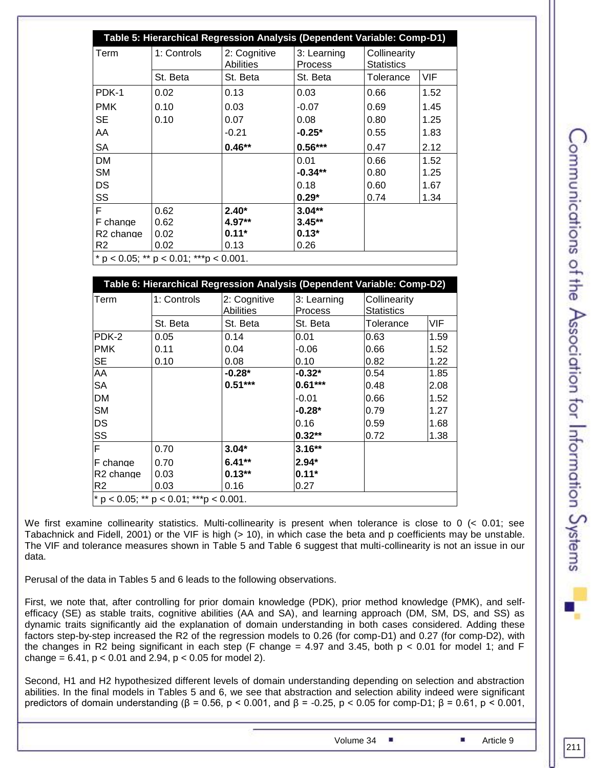**Table 5: Hierarchical Regression Analysis (Dependent Variable: Comp-D1)**

| Term | 1: Controls | 2: Cognitive Abilities | 3: Learning Process | Collinearity Statistics | |
|---|---|---|---|---|---|
| | St. Beta | St. Beta | St. Beta | Tolerance | VIF |
| PDK-1 | 0.02 | 0.13 | 0.03 | 0.66 | 1.52 |
| PMK | 0.10 | 0.03 | -0.07 | 0.69 | 1.45 |
| SE | 0.10 | 0.07 | 0.08 | 0.80 | 1.25 |
| AA | | -0.21 | **-0.25*** | 0.55 | 1.83 |
| SA | | **0.46**** | **0.56***** | 0.47 | 2.12 |
| DM | | | 0.01 | 0.66 | 1.52 |
| SM | | | **-0.34**** | 0.80 | 1.25 |
| DS | | | 0.18 | 0.60 | 1.67 |
| SS | | | **0.29*** | 0.74 | 1.34 |
| F | 0.62 | **2.40*** | **3.04**** | | |
| F change | 0.62 | **4.97**** | **3.45**** | | |
| R2 change | 0.02 | **0.11*** | **0.13*** | | |
| R2 | 0.02 | 0.13 | 0.26 | | |

* p < 0.05; ** p < 0.01; ***p < 0.001.

**Table 6: Hierarchical Regression Analysis (Dependent Variable: Comp-D2)**

| Term | 1: Controls | 2: Cognitive Abilities | 3: Learning Process | Collinearity Statistics | |
|---|---|---|---|---|---|
| | St. Beta | St. Beta | St. Beta | Tolerance | VIF |
| PDK-2 | 0.05 | 0.14 | 0.01 | 0.63 | 1.59 |
| PMK | 0.11 | 0.04 | -0.06 | 0.66 | 1.52 |
| SE | 0.10 | 0.08 | 0.10 | 0.82 | 1.22 |
| AA | | **-0.28*** | **-0.32*** | 0.54 | 1.85 |
| SA | | **0.51***** | **0.61***** | 0.48 | 2.08 |
| DM | | | -0.01 | 0.66 | 1.52 |
| SM | | | **-0.28*** | 0.79 | 1.27 |
| DS | | | 0.16 | 0.59 | 1.68 |
| SS | | | **0.32**** | 0.72 | 1.38 |
| F | 0.70 | **3.04*** | **3.16**** | | |
| F change | 0.70 | **6.41**** | **2.94*** | | |
| R2 change | 0.03 | **0.13**** | **0.11*** | | |
| R2 | 0.03 | 0.16 | 0.27 | | |

* p < 0.05; ** p < 0.01; ***p < 0.001.

We first examine collinearity statistics. Multi-collinearity is present when tolerance is close to 0 (< 0.01; see Tabachnick and Fidell, 2001) or the VIF is high (> 10), in which case the beta and p coefficients may be unstable. The VIF and tolerance measures shown in Table 5 and Table 6 suggest that multi-collinearity is not an issue in our data.

Perusal of the data in Tables 5 and 6 leads to the following observations.

First, we note that, after controlling for prior domain knowledge (PDK), prior method knowledge (PMK), and self-efficacy (SE) as stable traits, cognitive abilities (AA and SA), and learning approach (DM, SM, DS, and SS) as dynamic traits significantly aid the explanation of domain understanding in both cases considered. Adding these factors step-by-step increased the $R^2$ of the regression models to 0.26 (for comp-D1) and 0.27 (for comp-D2), with the changes in $R^2$ being significant in each step (F change = 4.97 and 3.45, both $p < 0.01$ for model 1; and F change = 6.41, $p < 0.01$ and 2.94, $p < 0.05$ for model 2).

Second, H1 and H2 hypothesized different levels of domain understanding depending on selection and abstraction abilities. In the final models in Tables 5 and 6, we see that abstraction and selection ability indeed were significant predictors of domain understanding ($\beta = 0.56$, $p < 0.001$, and $\beta = -0.25$, $p < 0.05$ for comp-D1; $\beta = 0.61$, $p < 0.001$,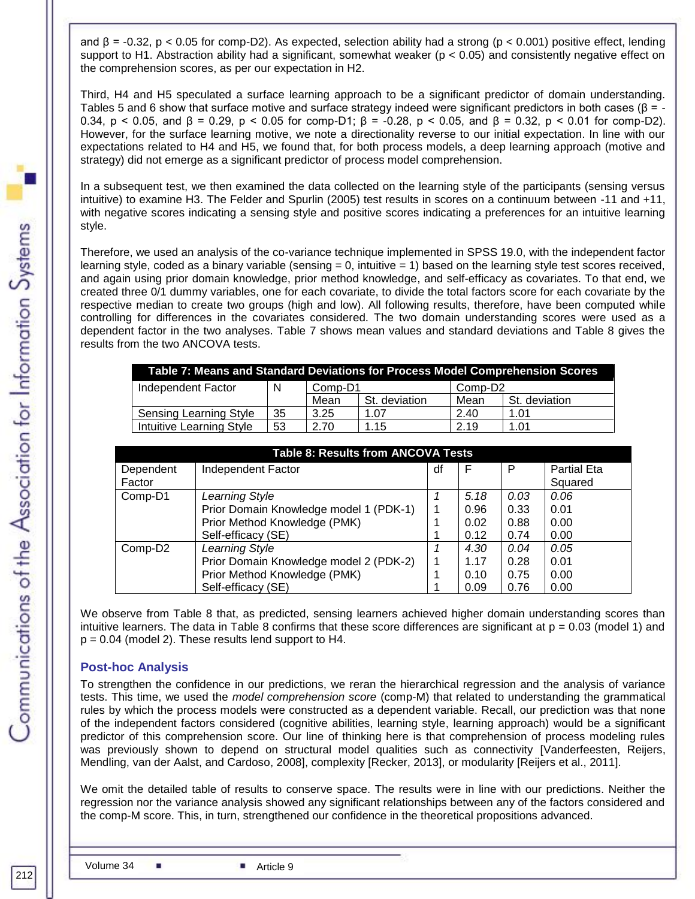and $\beta = -0.32$, $p < 0.05$ for comp-D2). As expected, selection ability had a strong ($p < 0.001$) positive effect, lending support to H1. Abstraction ability had a significant, somewhat weaker ($p < 0.05$) and consistently negative effect on the comprehension scores, as per our expectation in H2.

Third, H4 and H5 speculated a surface learning approach to be a significant predictor of domain understanding. Tables 5 and 6 show that surface motive and surface strategy indeed were significant predictors in both cases ($\beta = -0.34$, $p < 0.05$, and $\beta = 0.29$, $p < 0.05$ for comp-D1; $\beta = -0.28$, $p < 0.05$, and $\beta = 0.32$, $p < 0.01$ for comp-D2). However, for the surface learning motive, we note a directionality reverse to our initial expectation. In line with our expectations related to H4 and H5, we found that, for both process models, a deep learning approach (motive and strategy) did not emerge as a significant predictor of process model comprehension.

In a subsequent test, we then examined the data collected on the learning style of the participants (sensing versus intuitive) to examine H3. The Felder and Spurlin (2005) test results in scores on a continuum between -11 and +11, with negative scores indicating a sensing style and positive scores indicating a preferences for an intuitive learning style.

Therefore, we used an analysis of the co-variance technique implemented in SPSS 19.0, with the independent factor learning style, coded as a binary variable (sensing = 0, intuitive = 1) based on the learning style test scores received, and again using prior domain knowledge, prior method knowledge, and self-efficacy as covariates. To that end, we created three 0/1 dummy variables, one for each covariate, to divide the total factors score for each covariate by the respective median to create two groups (high and low). All following results, therefore, have been computed while controlling for differences in the covariates considered. The two domain understanding scores were used as a dependent factor in the two analyses. Table 7 shows mean values and standard deviations and Table 8 gives the results from the two ANCOVA tests.

**Table 7: Means and Standard Deviations for Process Model Comprehension Scores**

| Independent Factor | N | Comp-D1 | | Comp-D2 | |
|---|---|---|---|---|---|
| | | Mean | St. deviation | Mean | St. deviation |
| Sensing Learning Style | 35 | 3.25 | 1.07 | 2.40 | 1.01 |
| Intuitive Learning Style | 53 | 2.70 | 1.15 | 2.19 | 1.01 |

**Table 8: Results from ANCOVA Tests**

| Dependent Factor | Independent Factor | df | F | P | Partial Eta Squared |
|---|---|---|---|---|---|
| Comp-D1 | *Learning Style* | *1* | *5.18* | *0.03* | *0.06* |
| | Prior Domain Knowledge model 1 (PDK-1) | 1 | 0.96 | 0.33 | 0.01 |
| | Prior Method Knowledge (PMK) | 1 | 0.02 | 0.88 | 0.00 |
| | Self-efficacy (SE) | 1 | 0.12 | 0.74 | 0.00 |
| Comp-D2 | *Learning Style* | *1* | *4.30* | *0.04* | *0.05* |
| | Prior Domain Knowledge model 2 (PDK-2) | 1 | 1.17 | 0.28 | 0.01 |
| | Prior Method Knowledge (PMK) | 1 | 0.10 | 0.75 | 0.00 |
| | Self-efficacy (SE) | 1 | 0.09 | 0.76 | 0.00 |

We observe from Table 8 that, as predicted, sensing learners achieved higher domain understanding scores than intuitive learners. The data in Table 8 confirms that these score differences are significant at $p = 0.03$ (model 1) and $p = 0.04$ (model 2). These results lend support to H4.

### Post-hoc Analysis

To strengthen the confidence in our predictions, we reran the hierarchical regression and the analysis of variance tests. This time, we used the *model comprehension score* (comp-M) that related to understanding the grammatical rules by which the process models were constructed as a dependent variable. Recall, our prediction was that none of the independent factors considered (cognitive abilities, learning style, learning approach) would be a significant predictor of this comprehension score. Our line of thinking here is that comprehension of process modeling rules was previously shown to depend on structural model qualities such as connectivity [Vanderfeesten, Reijers, Mendling, van der Aalst, and Cardoso, 2008], complexity [Recker, 2013], or modularity [Reijers et al., 2011].

We omit the detailed table of results to conserve space. The results were in line with our predictions. Neither the regression nor the variance analysis showed any significant relationships between any of the factors considered and the comp-M score. This, in turn, strengthened our confidence in the theoretical propositions advanced.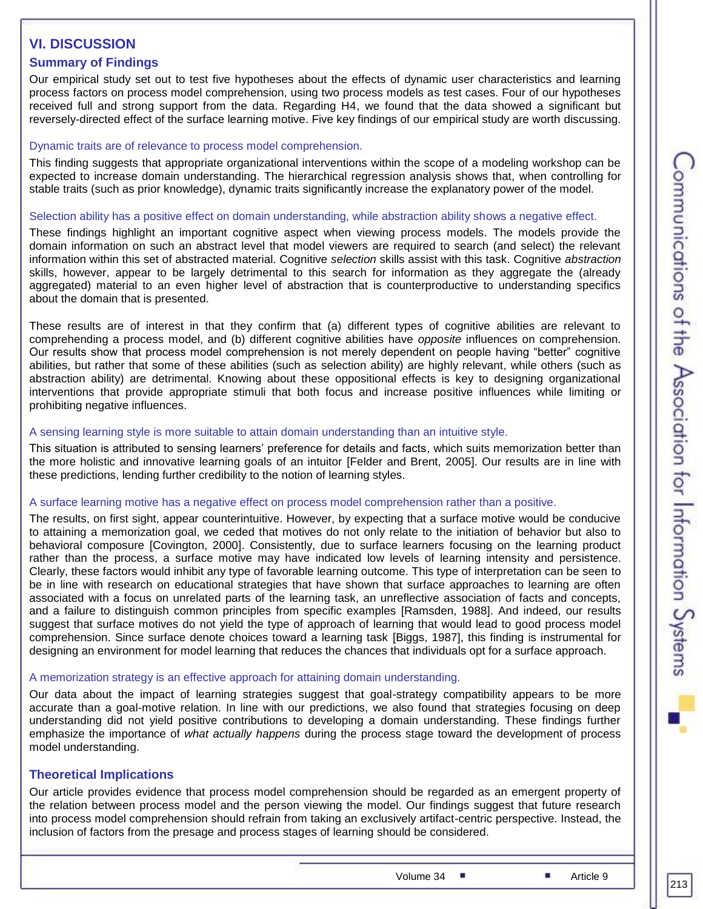## VI. DISCUSSION

### Summary of Findings

Our empirical study set out to test five hypotheses about the effects of dynamic user characteristics and learning process factors on process model comprehension, using two process models as test cases. Four of our hypotheses received full and strong support from the data. Regarding H4, we found that the data showed a significant but reversely-directed effect of the surface learning motive. Five key findings of our empirical study are worth discussing.

#### Dynamic traits are of relevance to process model comprehension.

This finding suggests that appropriate organizational interventions within the scope of a modeling workshop can be expected to increase domain understanding. The hierarchical regression analysis shows that, when controlling for stable traits (such as prior knowledge), dynamic traits significantly increase the explanatory power of the model.

#### Selection ability has a positive effect on domain understanding, while abstraction ability shows a negative effect.

These findings highlight an important cognitive aspect when viewing process models. The models provide the domain information on such an abstract level that model viewers are required to search (and select) the relevant information within this set of abstracted material. Cognitive *selection* skills assist with this task. Cognitive *abstraction* skills, however, appear to be largely detrimental to this search for information as they aggregate the (already aggregated) material to an even higher level of abstraction that is counterproductive to understanding specifics about the domain that is presented.

These results are of interest in that they confirm that (a) different types of cognitive abilities are relevant to comprehending a process model, and (b) different cognitive abilities have *opposite* influences on comprehension. Our results show that process model comprehension is not merely dependent on people having "better" cognitive abilities, but rather that some of these abilities (such as selection ability) are highly relevant, while others (such as abstraction ability) are detrimental. Knowing about these oppositional effects is key to designing organizational interventions that provide appropriate stimuli that both focus and increase positive influences while limiting or prohibiting negative influences.

#### A sensing learning style is more suitable to attain domain understanding than an intuitive style.

This situation is attributed to sensing learners' preference for details and facts, which suits memorization better than the more holistic and innovative learning goals of an intuitor [Felder and Brent, 2005]. Our results are in line with these predictions, lending further credibility to the notion of learning styles.

#### A surface learning motive has a negative effect on process model comprehension rather than a positive.

The results, on first sight, appear counterintuitive. However, by expecting that a surface motive would be conducive to attaining a memorization goal, we ceded that motives do not only relate to the initiation of behavior but also to behavioral composure [Covington, 2000]. Consistently, due to surface learners focusing on the learning product rather than the process, a surface motive may have indicated low levels of learning intensity and persistence. Clearly, these factors would inhibit any type of favorable learning outcome. This type of interpretation can be seen to be in line with research on educational strategies that have shown that surface approaches to learning are often associated with a focus on unrelated parts of the learning task, an unreflective association of facts and concepts, and a failure to distinguish common principles from specific examples [Ramsden, 1988]. And indeed, our results suggest that surface motives do not yield the type of approach of learning that would lead to good process model comprehension. Since surface denote choices toward a learning task [Biggs, 1987], this finding is instrumental for designing an environment for model learning that reduces the chances that individuals opt for a surface approach.

#### A memorization strategy is an effective approach for attaining domain understanding.

Our data about the impact of learning strategies suggest that goal-strategy compatibility appears to be more accurate than a goal-motive relation. In line with our predictions, we also found that strategies focusing on deep understanding did not yield positive contributions to developing a domain understanding. These findings further emphasize the importance of *what actually happens* during the process stage toward the development of process model understanding.

### Theoretical Implications

Our article provides evidence that process model comprehension should be regarded as an emergent property of the relation between process model and the person viewing the model. Our findings suggest that future research into process model comprehension should refrain from taking an exclusively artifact-centric perspective. Instead, the inclusion of factors from the presage and process stages of learning should be considered.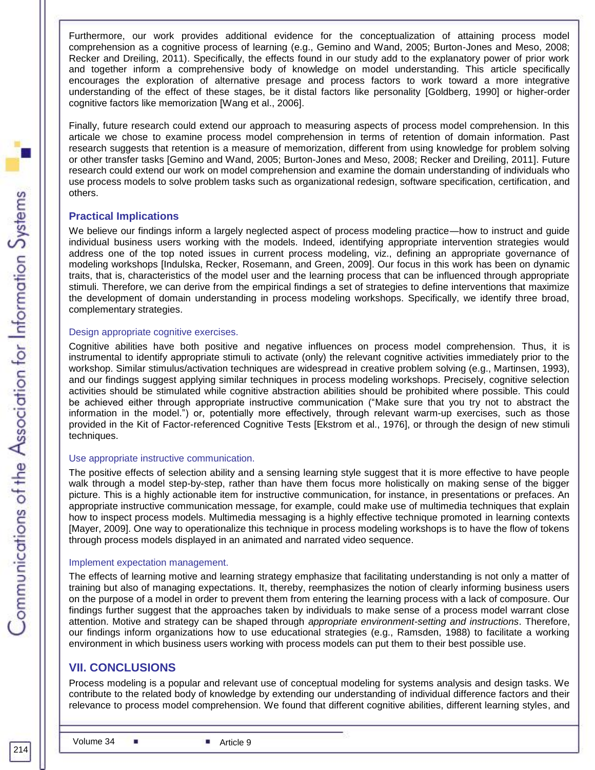Furthermore, our work provides additional evidence for the conceptualization of attaining process model comprehension as a cognitive process of learning (e.g., Gemino and Wand, 2005; Burton-Jones and Meso, 2008; Recker and Dreiling, 2011). Specifically, the effects found in our study add to the explanatory power of prior work and together inform a comprehensive body of knowledge on model understanding. This article specifically encourages the exploration of alternative presage and process factors to work toward a more integrative understanding of the effect of these stages, be it distal factors like personality [Goldberg, 1990] or higher-order cognitive factors like memorization [Wang et al., 2006].

Finally, future research could extend our approach to measuring aspects of process model comprehension. In this articale we chose to examine process model comprehension in terms of retention of domain information. Past research suggests that retention is a measure of memorization, different from using knowledge for problem solving or other transfer tasks [Gemino and Wand, 2005; Burton-Jones and Meso, 2008; Recker and Dreiling, 2011]. Future research could extend our work on model comprehension and examine the domain understanding of individuals who use process models to solve problem tasks such as organizational redesign, software specification, certification, and others.

### Practical Implications

We believe our findings inform a largely neglected aspect of process modeling practice—how to instruct and guide individual business users working with the models. Indeed, identifying appropriate intervention strategies would address one of the top noted issues in current process modeling, viz., defining an appropriate governance of modeling workshops [Indulska, Recker, Rosemann, and Green, 2009]. Our focus in this work has been on dynamic traits, that is, characteristics of the model user and the learning process that can be influenced through appropriate stimuli. Therefore, we can derive from the empirical findings a set of strategies to define interventions that maximize the development of domain understanding in process modeling workshops. Specifically, we identify three broad, complementary strategies.

#### Design appropriate cognitive exercises.

Cognitive abilities have both positive and negative influences on process model comprehension. Thus, it is instrumental to identify appropriate stimuli to activate (only) the relevant cognitive activities immediately prior to the workshop. Similar stimulus/activation techniques are widespread in creative problem solving (e.g., Martinsen, 1993), and our findings suggest applying similar techniques in process modeling workshops. Precisely, cognitive selection activities should be stimulated while cognitive abstraction abilities should be prohibited where possible. This could be achieved either through appropriate instructive communication ("Make sure that you try not to abstract the information in the model.") or, potentially more effectively, through relevant warm-up exercises, such as those provided in the Kit of Factor-referenced Cognitive Tests [Ekstrom et al., 1976], or through the design of new stimuli techniques.

#### Use appropriate instructive communication.

The positive effects of selection ability and a sensing learning style suggest that it is more effective to have people walk through a model step-by-step, rather than have them focus more holistically on making sense of the bigger picture. This is a highly actionable item for instructive communication, for instance, in presentations or prefaces. An appropriate instructive communication message, for example, could make use of multimedia techniques that explain how to inspect process models. Multimedia messaging is a highly effective technique promoted in learning contexts [Mayer, 2009]. One way to operationalize this technique in process modeling workshops is to have the flow of tokens through process models displayed in an animated and narrated video sequence.

#### Implement expectation management.

The effects of learning motive and learning strategy emphasize that facilitating understanding is not only a matter of training but also of managing expectations. It, thereby, reemphasizes the notion of clearly informing business users on the purpose of a model in order to prevent them from entering the learning process with a lack of composure. Our findings further suggest that the approaches taken by individuals to make sense of a process model warrant close attention. Motive and strategy can be shaped through *appropriate environment-setting and instructions*. Therefore, our findings inform organizations how to use educational strategies (e.g., Ramsden, 1988) to facilitate a working environment in which business users working with process models can put them to their best possible use.

## VII. CONCLUSIONS

Process modeling is a popular and relevant use of conceptual modeling for systems analysis and design tasks. We contribute to the related body of knowledge by extending our understanding of individual difference factors and their relevance to process model comprehension. We found that different cognitive abilities, different learning styles, and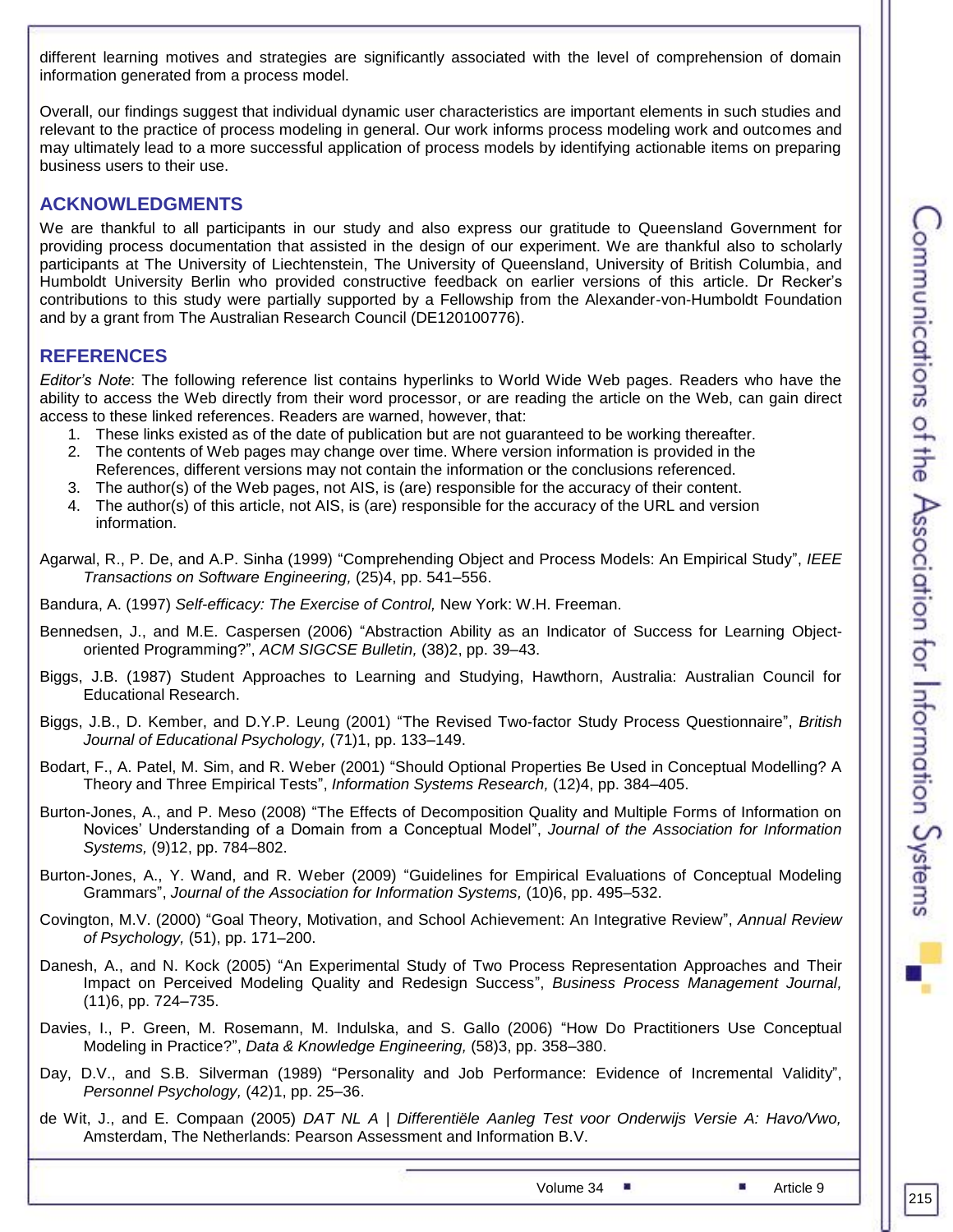different learning motives and strategies are significantly associated with the level of comprehension of domain information generated from a process model.

Overall, our findings suggest that individual dynamic user characteristics are important elements in such studies and relevant to the practice of process modeling in general. Our work informs process modeling work and outcomes and may ultimately lead to a more successful application of process models by identifying actionable items on preparing business users to their use.

## ACKNOWLEDGMENTS

We are thankful to all participants in our study and also express our gratitude to Queensland Government for providing process documentation that assisted in the design of our experiment. We are thankful also to scholarly participants at The University of Liechtenstein, The University of Queensland, University of British Columbia, and Humboldt University Berlin who provided constructive feedback on earlier versions of this article. Dr Recker's contributions to this study were partially supported by a Fellowship from the Alexander-von-Humboldt Foundation and by a grant from The Australian Research Council (DE120100776).

## REFERENCES

*Editor's Note*: The following reference list contains hyperlinks to World Wide Web pages. Readers who have the ability to access the Web directly from their word processor, or are reading the article on the Web, can gain direct access to these linked references. Readers are warned, however, that:

1. These links existed as of the date of publication but are not guaranteed to be working thereafter.
2. The contents of Web pages may change over time. Where version information is provided in the References, different versions may not contain the information or the conclusions referenced.
3. The author(s) of the Web pages, not AIS, is (are) responsible for the accuracy of their content.
4. The author(s) of this article, not AIS, is (are) responsible for the accuracy of the URL and version information.

Agarwal, R., P. De, and A.P. Sinha (1999) "Comprehending Object and Process Models: An Empirical Study", *IEEE Transactions on Software Engineering,* (25)4, pp. 541–556.

Bandura, A. (1997) *Self-efficacy: The Exercise of Control,* New York: W.H. Freeman.

Bennedsen, J., and M.E. Caspersen (2006) "Abstraction Ability as an Indicator of Success for Learning Object-oriented Programming?", *ACM SIGCSE Bulletin,* (38)2, pp. 39–43.

Biggs, J.B. (1987) Student Approaches to Learning and Studying, Hawthorn, Australia: Australian Council for Educational Research.

Biggs, J.B., D. Kember, and D.Y.P. Leung (2001) "The Revised Two-factor Study Process Questionnaire", *British Journal of Educational Psychology,* (71)1, pp. 133–149.

Bodart, F., A. Patel, M. Sim, and R. Weber (2001) "Should Optional Properties Be Used in Conceptual Modelling? A Theory and Three Empirical Tests", *Information Systems Research,* (12)4, pp. 384–405.

Burton-Jones, A., and P. Meso (2008) "The Effects of Decomposition Quality and Multiple Forms of Information on Novices' Understanding of a Domain from a Conceptual Model", *Journal of the Association for Information Systems,* (9)12, pp. 784–802.

Burton-Jones, A., Y. Wand, and R. Weber (2009) "Guidelines for Empirical Evaluations of Conceptual Modeling Grammars", *Journal of the Association for Information Systems,* (10)6, pp. 495–532.

Covington, M.V. (2000) "Goal Theory, Motivation, and School Achievement: An Integrative Review", *Annual Review of Psychology,* (51), pp. 171–200.

Danesh, A., and N. Kock (2005) "An Experimental Study of Two Process Representation Approaches and Their Impact on Perceived Modeling Quality and Redesign Success", *Business Process Management Journal,* (11)6, pp. 724–735.

Davies, I., P. Green, M. Rosemann, M. Indulska, and S. Gallo (2006) "How Do Practitioners Use Conceptual Modeling in Practice?", *Data & Knowledge Engineering,* (58)3, pp. 358–380.

Day, D.V., and S.B. Silverman (1989) "Personality and Job Performance: Evidence of Incremental Validity", *Personnel Psychology,* (42)1, pp. 25–36.

de Wit, J., and E. Compaan (2005) *DAT NL A | Differentiële Aanleg Test voor Onderwijs Versie A: Havo/Vwo,* Amsterdam, The Netherlands: Pearson Assessment and Information B.V.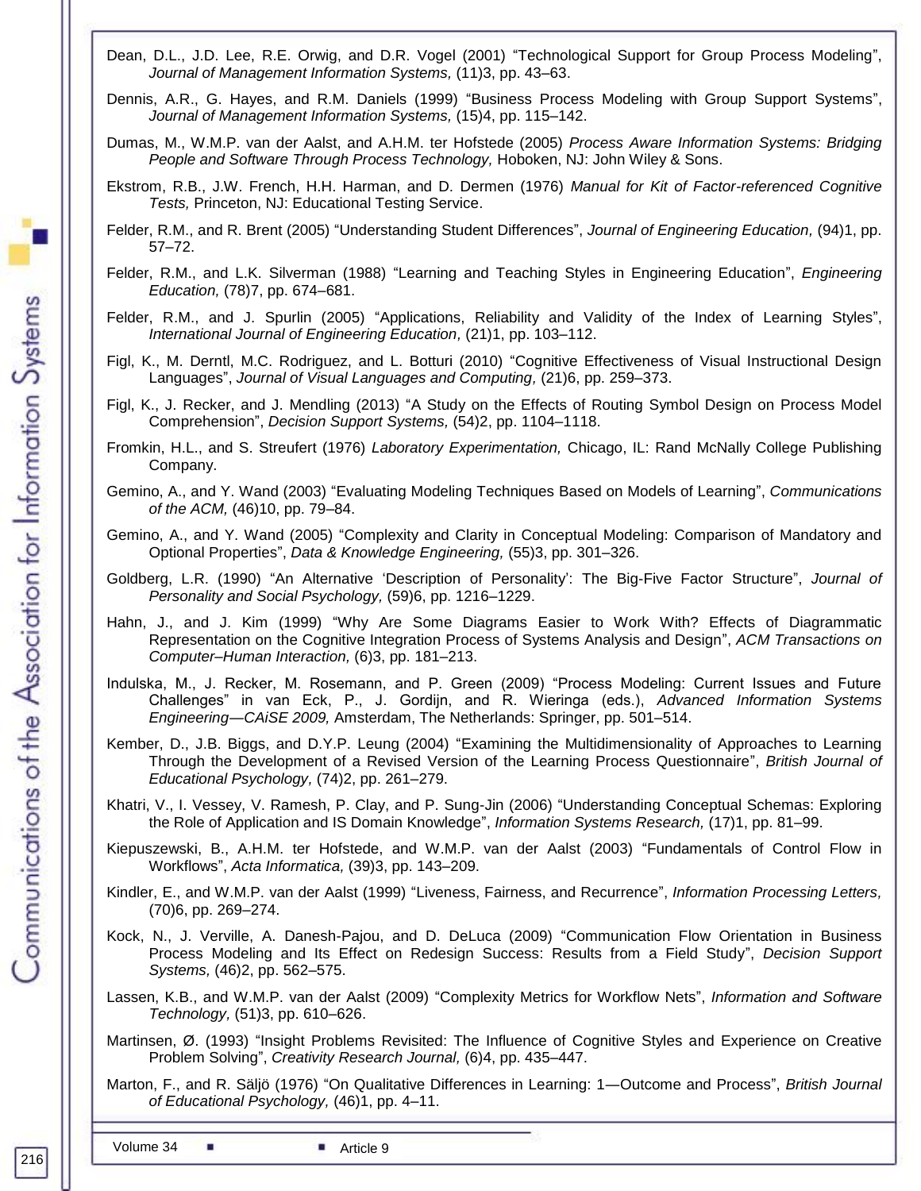Dean, D.L., J.D. Lee, R.E. Orwig, and D.R. Vogel (2001) "Technological Support for Group Process Modeling", *Journal of Management Information Systems,* (11)3, pp. 43–63.

Dennis, A.R., G. Hayes, and R.M. Daniels (1999) "Business Process Modeling with Group Support Systems", *Journal of Management Information Systems,* (15)4, pp. 115–142.

Dumas, M., W.M.P. van der Aalst, and A.H.M. ter Hofstede (2005) *Process Aware Information Systems: Bridging People and Software Through Process Technology,* Hoboken, NJ: John Wiley & Sons.

Ekstrom, R.B., J.W. French, H.H. Harman, and D. Dermen (1976) *Manual for Kit of Factor-referenced Cognitive Tests,* Princeton, NJ: Educational Testing Service.

Felder, R.M., and R. Brent (2005) "Understanding Student Differences", *Journal of Engineering Education,* (94)1, pp. 57–72.

Felder, R.M., and L.K. Silverman (1988) "Learning and Teaching Styles in Engineering Education", *Engineering Education,* (78)7, pp. 674–681.

Felder, R.M., and J. Spurlin (2005) "Applications, Reliability and Validity of the Index of Learning Styles", *International Journal of Engineering Education,* (21)1, pp. 103–112.

Figl, K., M. Derntl, M.C. Rodriguez, and L. Botturi (2010) "Cognitive Effectiveness of Visual Instructional Design Languages", *Journal of Visual Languages and Computing,* (21)6, pp. 259–373.

Figl, K., J. Recker, and J. Mendling (2013) "A Study on the Effects of Routing Symbol Design on Process Model Comprehension", *Decision Support Systems,* (54)2, pp. 1104–1118.

Fromkin, H.L., and S. Streufert (1976) *Laboratory Experimentation,* Chicago, IL: Rand McNally College Publishing Company.

Gemino, A., and Y. Wand (2003) "Evaluating Modeling Techniques Based on Models of Learning", *Communications of the ACM,* (46)10, pp. 79–84.

Gemino, A., and Y. Wand (2005) "Complexity and Clarity in Conceptual Modeling: Comparison of Mandatory and Optional Properties", *Data & Knowledge Engineering,* (55)3, pp. 301–326.

Goldberg, L.R. (1990) "An Alternative 'Description of Personality': The Big-Five Factor Structure", *Journal of Personality and Social Psychology,* (59)6, pp. 1216–1229.

Hahn, J., and J. Kim (1999) "Why Are Some Diagrams Easier to Work With? Effects of Diagrammatic Representation on the Cognitive Integration Process of Systems Analysis and Design", *ACM Transactions on Computer–Human Interaction,* (6)3, pp. 181–213.

Indulska, M., J. Recker, M. Rosemann, and P. Green (2009) "Process Modeling: Current Issues and Future Challenges" in van Eck, P., J. Gordijn, and R. Wieringa (eds.), *Advanced Information Systems Engineering—CAiSE 2009,* Amsterdam, The Netherlands: Springer, pp. 501–514.

Kember, D., J.B. Biggs, and D.Y.P. Leung (2004) "Examining the Multidimensionality of Approaches to Learning Through the Development of a Revised Version of the Learning Process Questionnaire", *British Journal of Educational Psychology,* (74)2, pp. 261–279.

Khatri, V., I. Vessey, V. Ramesh, P. Clay, and P. Sung-Jin (2006) "Understanding Conceptual Schemas: Exploring the Role of Application and IS Domain Knowledge", *Information Systems Research,* (17)1, pp. 81–99.

Kiepuszewski, B., A.H.M. ter Hofstede, and W.M.P. van der Aalst (2003) "Fundamentals of Control Flow in Workflows", *Acta Informatica,* (39)3, pp. 143–209.

Kindler, E., and W.M.P. van der Aalst (1999) "Liveness, Fairness, and Recurrence", *Information Processing Letters,* (70)6, pp. 269–274.

Kock, N., J. Verville, A. Danesh-Pajou, and D. DeLuca (2009) "Communication Flow Orientation in Business Process Modeling and Its Effect on Redesign Success: Results from a Field Study", *Decision Support Systems,* (46)2, pp. 562–575.

Lassen, K.B., and W.M.P. van der Aalst (2009) "Complexity Metrics for Workflow Nets", *Information and Software Technology,* (51)3, pp. 610–626.

Martinsen, Ø. (1993) "Insight Problems Revisited: The Influence of Cognitive Styles and Experience on Creative Problem Solving", *Creativity Research Journal,* (6)4, pp. 435–447.

Marton, F., and R. Säljö (1976) "On Qualitative Differences in Learning: 1—Outcome and Process", *British Journal of Educational Psychology,* (46)1, pp. 4–11.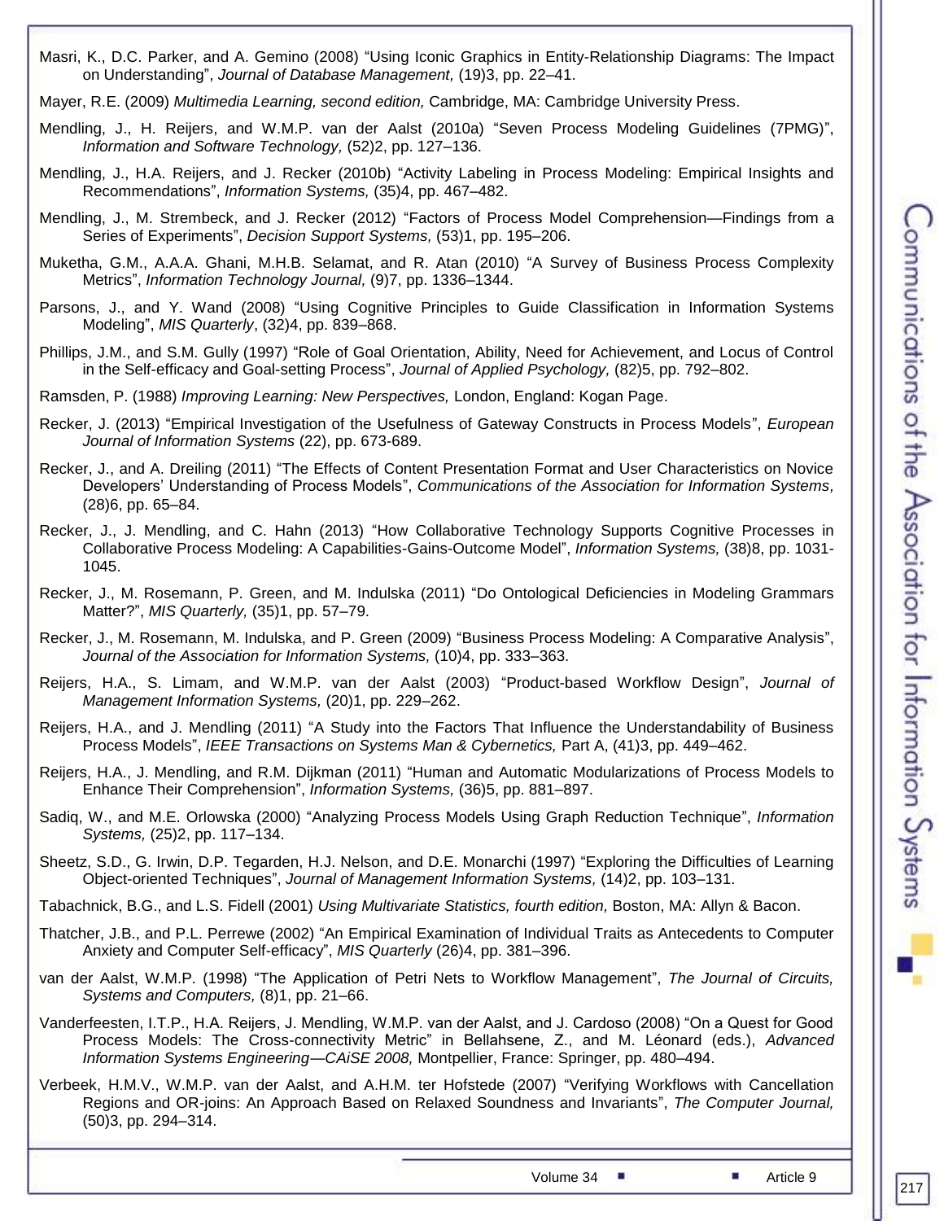Masri, K., D.C. Parker, and A. Gemino (2008) "Using Iconic Graphics in Entity-Relationship Diagrams: The Impact on Understanding", *Journal of Database Management,* (19)3, pp. 22–41.

Mayer, R.E. (2009) *Multimedia Learning, second edition,* Cambridge, MA: Cambridge University Press.

Mendling, J., H. Reijers, and W.M.P. van der Aalst (2010a) "Seven Process Modeling Guidelines (7PMG)", *Information and Software Technology,* (52)2, pp. 127–136.

Mendling, J., H.A. Reijers, and J. Recker (2010b) "Activity Labeling in Process Modeling: Empirical Insights and Recommendations", *Information Systems,* (35)4, pp. 467–482.

Mendling, J., M. Strembeck, and J. Recker (2012) "Factors of Process Model Comprehension—Findings from a Series of Experiments", *Decision Support Systems,* (53)1, pp. 195–206.

Muketha, G.M., A.A.A. Ghani, M.H.B. Selamat, and R. Atan (2010) "A Survey of Business Process Complexity Metrics", *Information Technology Journal,* (9)7, pp. 1336–1344.

Parsons, J., and Y. Wand (2008) "Using Cognitive Principles to Guide Classification in Information Systems Modeling", *MIS Quarterly*, (32)4, pp. 839–868.

Phillips, J.M., and S.M. Gully (1997) "Role of Goal Orientation, Ability, Need for Achievement, and Locus of Control in the Self-efficacy and Goal-setting Process", *Journal of Applied Psychology,* (82)5, pp. 792–802.

Ramsden, P. (1988) *Improving Learning: New Perspectives,* London, England: Kogan Page.

Recker, J. (2013) "Empirical Investigation of the Usefulness of Gateway Constructs in Process Models", *European Journal of Information Systems* (22), pp. 673-689.

Recker, J., and A. Dreiling (2011) "The Effects of Content Presentation Format and User Characteristics on Novice Developers' Understanding of Process Models", *Communications of the Association for Information Systems,* (28)6, pp. 65–84.

Recker, J., J. Mendling, and C. Hahn (2013) "How Collaborative Technology Supports Cognitive Processes in Collaborative Process Modeling: A Capabilities-Gains-Outcome Model", *Information Systems,* (38)8, pp. 1031-1045.

Recker, J., M. Rosemann, P. Green, and M. Indulska (2011) "Do Ontological Deficiencies in Modeling Grammars Matter?", *MIS Quarterly,* (35)1, pp. 57–79.

Recker, J., M. Rosemann, M. Indulska, and P. Green (2009) "Business Process Modeling: A Comparative Analysis", *Journal of the Association for Information Systems,* (10)4, pp. 333–363.

Reijers, H.A., S. Limam, and W.M.P. van der Aalst (2003) "Product-based Workflow Design", *Journal of Management Information Systems,* (20)1, pp. 229–262.

Reijers, H.A., and J. Mendling (2011) "A Study into the Factors That Influence the Understandability of Business Process Models", *IEEE Transactions on Systems Man & Cybernetics,* Part A, (41)3, pp. 449–462.

Reijers, H.A., J. Mendling, and R.M. Dijkman (2011) "Human and Automatic Modularizations of Process Models to Enhance Their Comprehension", *Information Systems,* (36)5, pp. 881–897.

Sadiq, W., and M.E. Orlowska (2000) "Analyzing Process Models Using Graph Reduction Technique", *Information Systems,* (25)2, pp. 117–134.

Sheetz, S.D., G. Irwin, D.P. Tegarden, H.J. Nelson, and D.E. Monarchi (1997) "Exploring the Difficulties of Learning Object-oriented Techniques", *Journal of Management Information Systems,* (14)2, pp. 103–131.

Tabachnick, B.G., and L.S. Fidell (2001) *Using Multivariate Statistics, fourth edition,* Boston, MA: Allyn & Bacon.

Thatcher, J.B., and P.L. Perrewe (2002) "An Empirical Examination of Individual Traits as Antecedents to Computer Anxiety and Computer Self-efficacy", *MIS Quarterly* (26)4, pp. 381–396.

van der Aalst, W.M.P. (1998) "The Application of Petri Nets to Workflow Management", *The Journal of Circuits, Systems and Computers,* (8)1, pp. 21–66.

Vanderfeesten, I.T.P., H.A. Reijers, J. Mendling, W.M.P. van der Aalst, and J. Cardoso (2008) "On a Quest for Good Process Models: The Cross-connectivity Metric" in Bellahsene, Z., and M. Léonard (eds.), *Advanced Information Systems Engineering—CAiSE 2008,* Montpellier, France: Springer, pp. 480–494.

Verbeek, H.M.V., W.M.P. van der Aalst, and A.H.M. ter Hofstede (2007) "Verifying Workflows with Cancellation Regions and OR-joins: An Approach Based on Relaxed Soundness and Invariants", *The Computer Journal,* (50)3, pp. 294–314.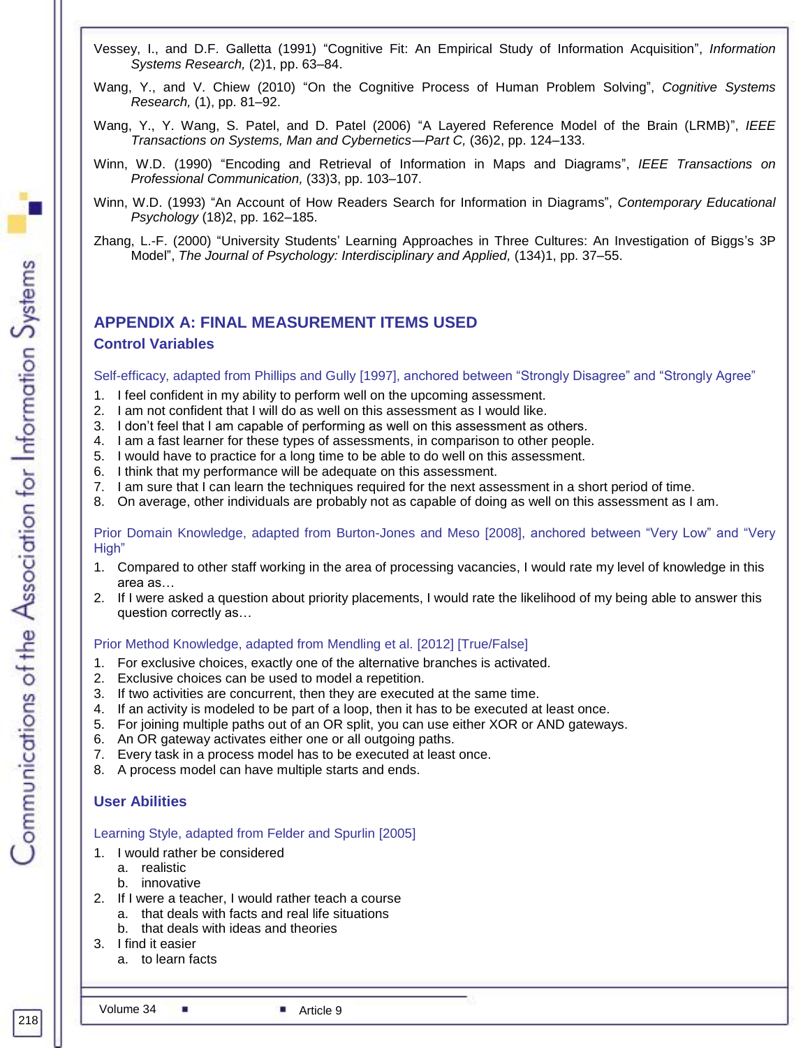Vessey, I., and D.F. Galletta (1991) "Cognitive Fit: An Empirical Study of Information Acquisition", *Information Systems Research,* (2)1, pp. 63–84.

Wang, Y., and V. Chiew (2010) "On the Cognitive Process of Human Problem Solving", *Cognitive Systems Research,* (1), pp. 81–92.

Wang, Y., Y. Wang, S. Patel, and D. Patel (2006) "A Layered Reference Model of the Brain (LRMB)", *IEEE Transactions on Systems, Man and Cybernetics—Part C,* (36)2, pp. 124–133.

Winn, W.D. (1990) "Encoding and Retrieval of Information in Maps and Diagrams", *IEEE Transactions on Professional Communication,* (33)3, pp. 103–107.

Winn, W.D. (1993) "An Account of How Readers Search for Information in Diagrams", *Contemporary Educational Psychology* (18)2, pp. 162–185.

Zhang, L.-F. (2000) "University Students' Learning Approaches in Three Cultures: An Investigation of Biggs's 3P Model", *The Journal of Psychology: Interdisciplinary and Applied,* (134)1, pp. 37–55.

## APPENDIX A: FINAL MEASUREMENT ITEMS USED

### Control Variables

Self-efficacy, adapted from Phillips and Gully [1997], anchored between "Strongly Disagree" and "Strongly Agree"

1. I feel confident in my ability to perform well on the upcoming assessment.
2. I am not confident that I will do as well on this assessment as I would like.
3. I don't feel that I am capable of performing as well on this assessment as others.
4. I am a fast learner for these types of assessments, in comparison to other people.
5. I would have to practice for a long time to be able to do well on this assessment.
6. I think that my performance will be adequate on this assessment.
7. I am sure that I can learn the techniques required for the next assessment in a short period of time.
8. On average, other individuals are probably not as capable of doing as well on this assessment as I am.

Prior Domain Knowledge, adapted from Burton-Jones and Meso [2008], anchored between "Very Low" and "Very High"

1. Compared to other staff working in the area of processing vacancies, I would rate my level of knowledge in this area as…
2. If I were asked a question about priority placements, I would rate the likelihood of my being able to answer this question correctly as…

Prior Method Knowledge, adapted from Mendling et al. [2012] [True/False]

1. For exclusive choices, exactly one of the alternative branches is activated.
2. Exclusive choices can be used to model a repetition.
3. If two activities are concurrent, then they are executed at the same time.
4. If an activity is modeled to be part of a loop, then it has to be executed at least once.
5. For joining multiple paths out of an OR split, you can use either XOR or AND gateways.
6. An OR gateway activates either one or all outgoing paths.
7. Every task in a process model has to be executed at least once.
8. A process model can have multiple starts and ends.

### User Abilities

Learning Style, adapted from Felder and Spurlin [2005]

1. I would rather be considered
   a. realistic
   b. innovative
2. If I were a teacher, I would rather teach a course
   a. that deals with facts and real life situations
   b. that deals with ideas and theories
3. I find it easier
   a. to learn facts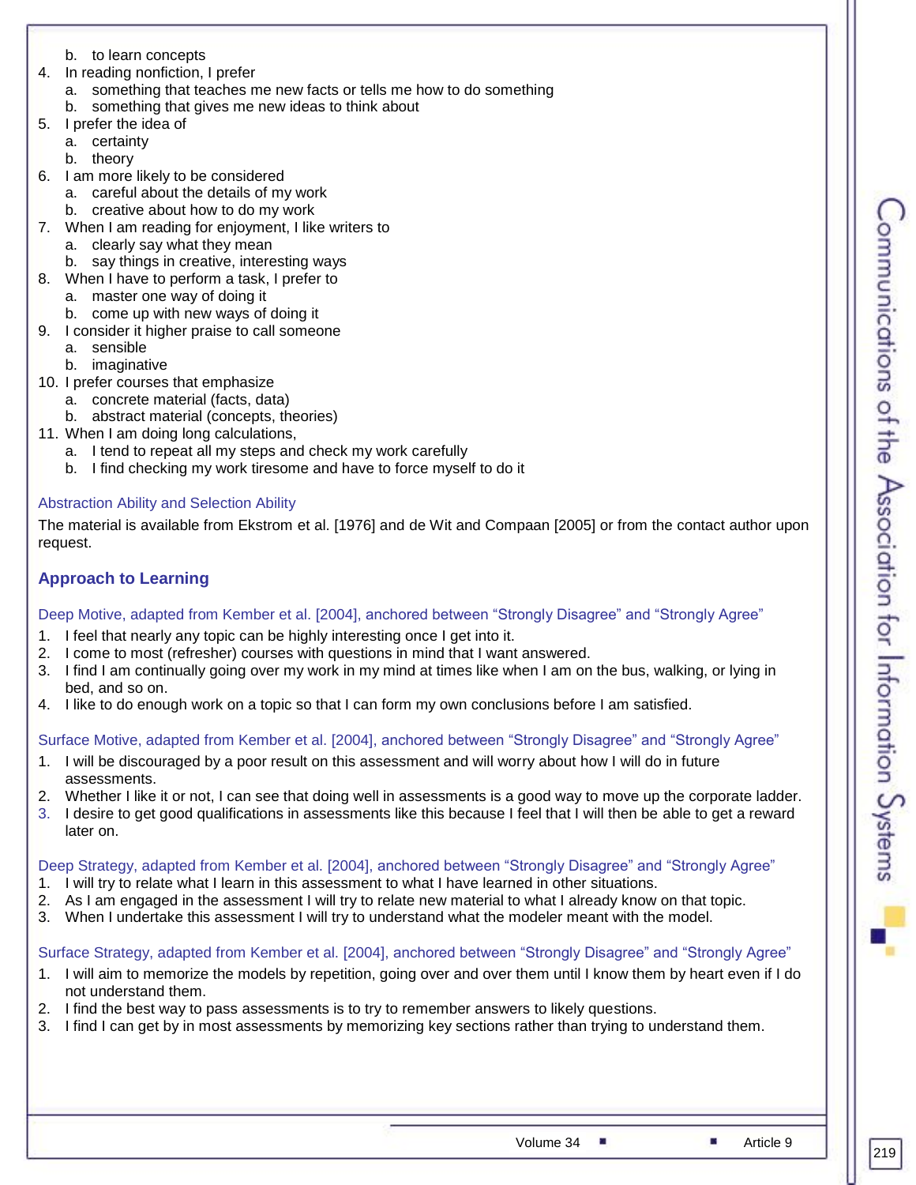b. to learn concepts

4. In reading nonfiction, I prefer
   a. something that teaches me new facts or tells me how to do something
   b. something that gives me new ideas to think about
5. I prefer the idea of
   a. certainty
   b. theory
6. I am more likely to be considered
   a. careful about the details of my work
   b. creative about how to do my work
7. When I am reading for enjoyment, I like writers to
   a. clearly say what they mean
   b. say things in creative, interesting ways
8. When I have to perform a task, I prefer to
   a. master one way of doing it
   b. come up with new ways of doing it
9. I consider it higher praise to call someone
   a. sensible
   b. imaginative
10. I prefer courses that emphasize
    a. concrete material (facts, data)
    b. abstract material (concepts, theories)
11. When I am doing long calculations,
    a. I tend to repeat all my steps and check my work carefully
    b. I find checking my work tiresome and have to force myself to do it

#### Abstraction Ability and Selection Ability

The material is available from Ekstrom et al. [1976] and de Wit and Compaan [2005] or from the contact author upon request.

### Approach to Learning

#### Deep Motive, adapted from Kember et al. [2004], anchored between "Strongly Disagree" and "Strongly Agree"

1. I feel that nearly any topic can be highly interesting once I get into it.
2. I come to most (refresher) courses with questions in mind that I want answered.
3. I find I am continually going over my work in my mind at times like when I am on the bus, walking, or lying in bed, and so on.
4. I like to do enough work on a topic so that I can form my own conclusions before I am satisfied.

#### Surface Motive, adapted from Kember et al. [2004], anchored between "Strongly Disagree" and "Strongly Agree"

1. I will be discouraged by a poor result on this assessment and will worry about how I will do in future assessments.
2. Whether I like it or not, I can see that doing well in assessments is a good way to move up the corporate ladder.
3. I desire to get good qualifications in assessments like this because I feel that I will then be able to get a reward later on.

#### Deep Strategy, adapted from Kember et al. [2004], anchored between "Strongly Disagree" and "Strongly Agree"

1. I will try to relate what I learn in this assessment to what I have learned in other situations.
2. As I am engaged in the assessment I will try to relate new material to what I already know on that topic.
3. When I undertake this assessment I will try to understand what the modeler meant with the model.

#### Surface Strategy, adapted from Kember et al. [2004], anchored between "Strongly Disagree" and "Strongly Agree"

1. I will aim to memorize the models by repetition, going over and over them until I know them by heart even if I do not understand them.
2. I find the best way to pass assessments is to try to remember answers to likely questions.
3. I find I can get by in most assessments by memorizing key sections rather than trying to understand them.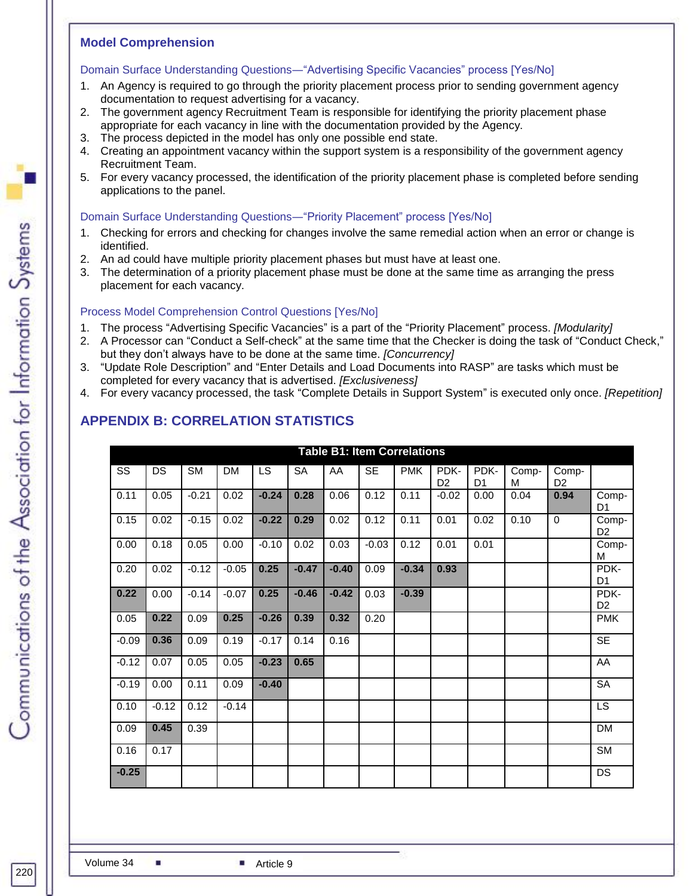### Model Comprehension

#### Domain Surface Understanding Questions—“Advertising Specific Vacancies” process [Yes/No]

1. An Agency is required to go through the priority placement process prior to sending government agency documentation to request advertising for a vacancy.
2. The government agency Recruitment Team is responsible for identifying the priority placement phase appropriate for each vacancy in line with the documentation provided by the Agency.
3. The process depicted in the model has only one possible end state.
4. Creating an appointment vacancy within the support system is a responsibility of the government agency Recruitment Team.
5. For every vacancy processed, the identification of the priority placement phase is completed before sending applications to the panel.

#### Domain Surface Understanding Questions—“Priority Placement” process [Yes/No]

1. Checking for errors and checking for changes involve the same remedial action when an error or change is identified.
2. An ad could have multiple priority placement phases but must have at least one.
3. The determination of a priority placement phase must be done at the same time as arranging the press placement for each vacancy.

#### Process Model Comprehension Control Questions [Yes/No]

1. The process “Advertising Specific Vacancies” is a part of the “Priority Placement” process. *[Modularity]*
2. A Processor can “Conduct a Self-check” at the same time that the Checker is doing the task of “Conduct Check,” but they don’t always have to be done at the same time. *[Concurrency]*
3. “Update Role Description” and “Enter Details and Load Documents into RASP” are tasks which must be completed for every vacancy that is advertised. *[Exclusiveness]*
4. For every vacancy processed, the task “Complete Details in Support System” is executed only once. *[Repetition]*

## APPENDIX B: CORRELATION STATISTICS

**Table B1: Item Correlations**

| SS | DS | SM | DM | LS | SA | AA | SE | PMK | PDK-D2 | PDK-D1 | Comp-M | Comp-D2 | |
|---|---|---|---|---|---|---|---|---|---|---|---|---|---|
| 0.11 | 0.05 | -0.21 | 0.02 | **-0.24** | **0.28** | 0.06 | 0.12 | 0.11 | -0.02 | 0.00 | 0.04 | **0.94** | Comp-D1 |
| 0.15 | 0.02 | -0.15 | 0.02 | **-0.22** | **0.29** | 0.02 | 0.12 | 0.11 | 0.01 | 0.02 | 0.10 | 0 | Comp-D2 |
| 0.00 | 0.18 | 0.05 | 0.00 | -0.10 | 0.02 | 0.03 | -0.03 | 0.12 | 0.01 | 0.01 | | | Comp-M |
| 0.20 | 0.02 | -0.12 | -0.05 | **0.25** | **-0.47** | **-0.40** | 0.09 | **-0.34** | **0.93** | | | | PDK-D1 |
| **0.22** | 0.00 | -0.14 | -0.07 | **0.25** | **-0.46** | **-0.42** | 0.03 | **-0.39** | | | | | PDK-D2 |
| 0.05 | **0.22** | 0.09 | **0.25** | **-0.26** | **0.39** | **0.32** | 0.20 | | | | | | PMK |
| -0.09 | **0.36** | 0.09 | 0.19 | -0.17 | 0.14 | 0.16 | | | | | | | SE |
| -0.12 | 0.07 | 0.05 | 0.05 | **-0.23** | **0.65** | | | | | | | | AA |
| -0.19 | 0.00 | 0.11 | 0.09 | **-0.40** | | | | | | | | | SA |
| 0.10 | -0.12 | 0.12 | -0.14 | | | | | | | | | | LS |
| 0.09 | **0.45** | 0.39 | | | | | | | | | | | DM |
| 0.16 | 0.17 | | | | | | | | | | | | SM |
| **-0.25** | | | | | | | | | | | | | DS |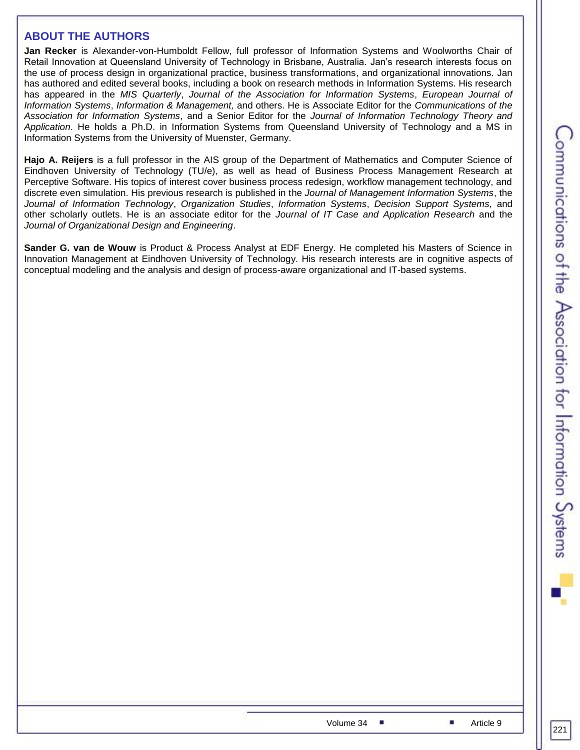## ABOUT THE AUTHORS

**Jan Recker** is Alexander-von-Humboldt Fellow, full professor of Information Systems and Woolworths Chair of Retail Innovation at Queensland University of Technology in Brisbane, Australia. Jan's research interests focus on the use of process design in organizational practice, business transformations, and organizational innovations. Jan has authored and edited several books, including a book on research methods in Information Systems. His research has appeared in the *MIS Quarterly*, *Journal of the Association for Information Systems*, *European Journal of Information Systems*, *Information & Management,* and others. He is Associate Editor for the *Communications of the Association for Information Systems*, and a Senior Editor for the *Journal of Information Technology Theory and Application*. He holds a Ph.D. in Information Systems from Queensland University of Technology and a MS in Information Systems from the University of Muenster, Germany.

**Hajo A. Reijers** is a full professor in the AIS group of the Department of Mathematics and Computer Science of Eindhoven University of Technology (TU/e), as well as head of Business Process Management Research at Perceptive Software. His topics of interest cover business process redesign, workflow management technology, and discrete even simulation. His previous research is published in the *Journal of Management Information Systems*, the *Journal of Information Technology*, *Organization Studies*, *Information Systems*, *Decision Support Systems,* and other scholarly outlets. He is an associate editor for the *Journal of IT Case and Application Research* and the *Journal of Organizational Design and Engineering*.

**Sander G. van de Wouw** is Product & Process Analyst at EDF Energy. He completed his Masters of Science in Innovation Management at Eindhoven University of Technology. His research interests are in cognitive aspects of conceptual modeling and the analysis and design of process-aware organizational and IT-based systems.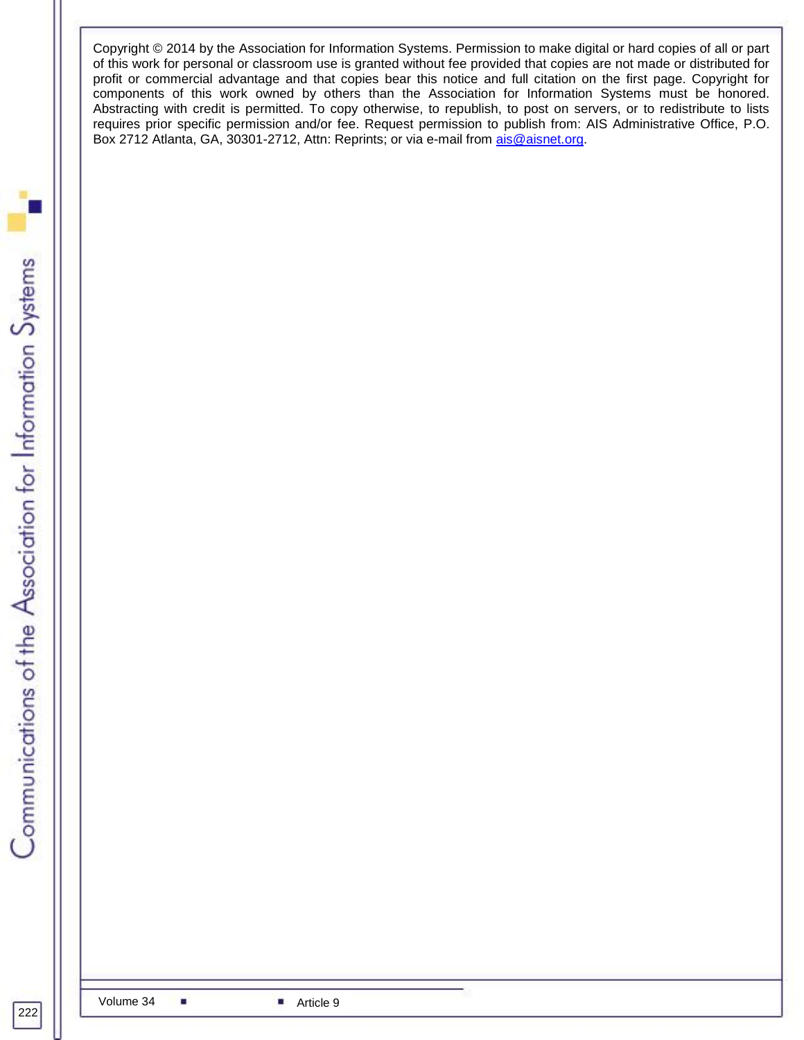Copyright © 2014 by the Association for Information Systems. Permission to make digital or hard copies of all or part of this work for personal or classroom use is granted without fee provided that copies are not made or distributed for profit or commercial advantage and that copies bear this notice and full citation on the first page. Copyright for components of this work owned by others than the Association for Information Systems must be honored. Abstracting with credit is permitted. To copy otherwise, to republish, to post on servers, or to redistribute to lists requires prior specific permission and/or fee. Request permission to publish from: AIS Administrative Office, P.O. Box 2712 Atlanta, GA, 30301-2712, Attn: Reprints; or via e-mail from [ais@aisnet.org](mailto:ais@aisnet.org).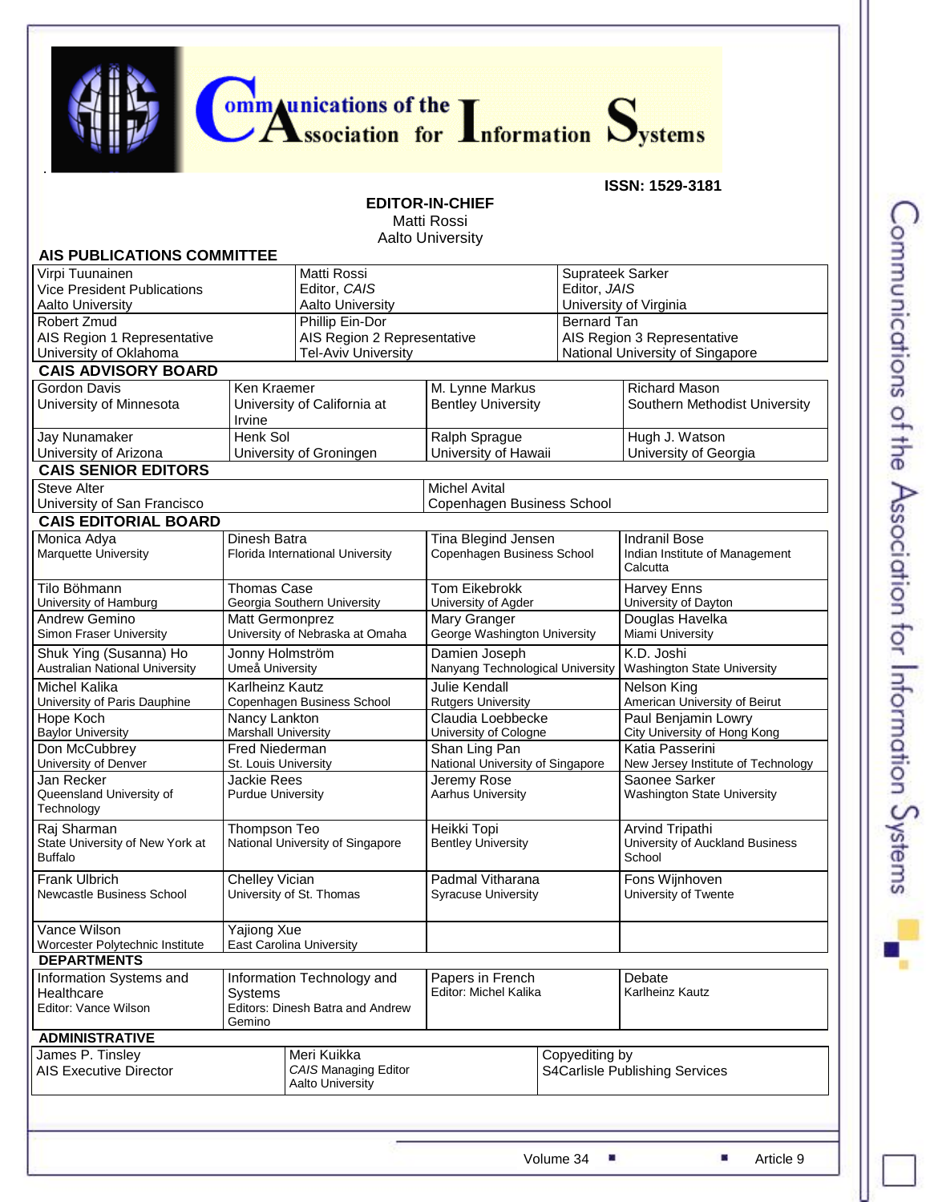# Communications of the Association for Information Systems

ISSN: 1529-3181

**EDITOR-IN-CHIEF**
Matti Rossi
Aalto University

## AIS PUBLICATIONS COMMITTEE

| | | |
|---|---|---|
| Virpi Tuunainen<br>Vice President Publications<br>Aalto University | Matti Rossi<br>Editor, *CAIS*<br>Aalto University | Suprateek Sarker<br>Editor, *JAIS*<br>University of Virginia |
| Robert Zmud<br>AIS Region 1 Representative<br>University of Oklahoma | Phillip Ein-Dor<br>AIS Region 2 Representative<br>Tel-Aviv University | Bernard Tan<br>AIS Region 3 Representative<br>National University of Singapore |

## CAIS ADVISORY BOARD

| | | | |
|---|---|---|---|
| Gordon Davis<br>University of Minnesota | Ken Kraemer<br>University of California at Irvine | M. Lynne Markus<br>Bentley University | Richard Mason<br>Southern Methodist University |
| Jay Nunamaker<br>University of Arizona | Henk Sol<br>University of Groningen | Ralph Sprague<br>University of Hawaii | Hugh J. Watson<br>University of Georgia |

## CAIS SENIOR EDITORS

| | |
|---|---|
| Steve Alter<br>University of San Francisco | Michel Avital<br>Copenhagen Business School |

## CAIS EDITORIAL BOARD

| | | | |
|---|---|---|---|
| Monica Adya<br>Marquette University | Dinesh Batra<br>Florida International University | Tina Blegind Jensen<br>Copenhagen Business School | Indranil Bose<br>Indian Institute of Management Calcutta |
| Tilo Böhmann<br>University of Hamburg | Thomas Case<br>Georgia Southern University | Tom Eikebrokk<br>University of Agder | Harvey Enns<br>University of Dayton |
| Andrew Gemino<br>Simon Fraser University | Matt Germonprez<br>University of Nebraska at Omaha | Mary Granger<br>George Washington University | Douglas Havelka<br>Miami University |
| Shuk Ying (Susanna) Ho<br>Australian National University | Jonny Holmström<br>Umeå University | Damien Joseph<br>Nanyang Technological University | K.D. Joshi<br>Washington State University |
| Michel Kalika<br>University of Paris Dauphine | Karlheinz Kautz<br>Copenhagen Business School | Julie Kendall<br>Rutgers University | Nelson King<br>American University of Beirut |
| Hope Koch<br>Baylor University | Nancy Lankton<br>Marshall University | Claudia Loebbecke<br>University of Cologne | Paul Benjamin Lowry<br>City University of Hong Kong |
| Don McCubbrey<br>University of Denver | Fred Niederman<br>St. Louis University | Shan Ling Pan<br>National University of Singapore | Katia Passerini<br>New Jersey Institute of Technology |
| Jan Recker<br>Queensland University of Technology | Jackie Rees<br>Purdue University | Jeremy Rose<br>Aarhus University | Saonee Sarker<br>Washington State University |
| Raj Sharman<br>State University of New York at Buffalo | Thompson Teo<br>National University of Singapore | Heikki Topi<br>Bentley University | Arvind Tripathi<br>University of Auckland Business School |
| Frank Ulbrich<br>Newcastle Business School | Chelley Vician<br>University of St. Thomas | Padmal Vitharana<br>Syracuse University | Fons Wijnhoven<br>University of Twente |
| Vance Wilson<br>Worcester Polytechnic Institute | Yajiong Xue<br>East Carolina University | | |

## DEPARTMENTS

| | | | |
|---|---|---|---|
| Information Systems and Healthcare<br>Editor: Vance Wilson | Information Technology and Systems<br>Editors: Dinesh Batra and Andrew Gemino | Papers in French<br>Editor: Michel Kalika | Debate<br>Karlheinz Kautz |

## ADMINISTRATIVE

| | | |
|---|---|---|
| James P. Tinsley<br>AIS Executive Director | Meri Kuikka<br>*CAIS* Managing Editor<br>Aalto University | Copyediting by<br>S4Carlisle Publishing Services |